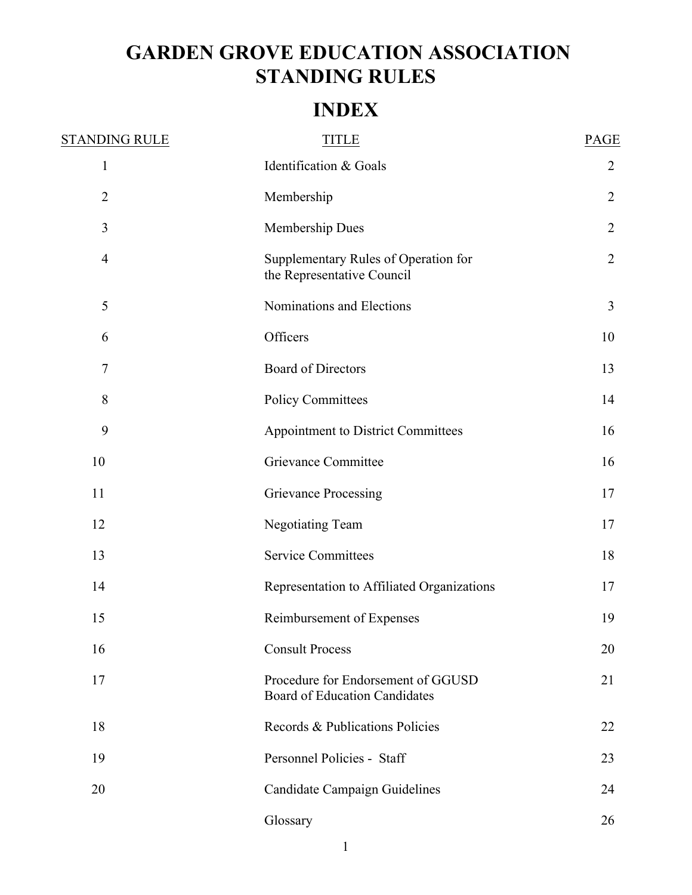# GARDEN GROVE EDUCATION ASSOCIATION STANDING RULES

## INDEX

| STANDING RULE | TITLE | PAGE |
|---|---|---|
| 1 | Identification & Goals | 2 |
| 2 | Membership | 2 |
| 3 | Membership Dues | 2 |
| 4 | Supplementary Rules of Operation for the Representative Council | 2 |
| 5 | Nominations and Elections | 3 |
| 6 | Officers | 10 |
| 7 | Board of Directors | 13 |
| 8 | Policy Committees | 14 |
| 9 | Appointment to District Committees | 16 |
| 10 | Grievance Committee | 16 |
| 11 | Grievance Processing | 17 |
| 12 | Negotiating Team | 17 |
| 13 | Service Committees | 18 |
| 14 | Representation to Affiliated Organizations | 17 |
| 15 | Reimbursement of Expenses | 19 |
| 16 | Consult Process | 20 |
| 17 | Procedure for Endorsement of GGUSD Board of Education Candidates | 21 |
| 18 | Records & Publications Policies | 22 |
| 19 | Personnel Policies - Staff | 23 |
| 20 | Candidate Campaign Guidelines | 24 |
| | Glossary | 26 |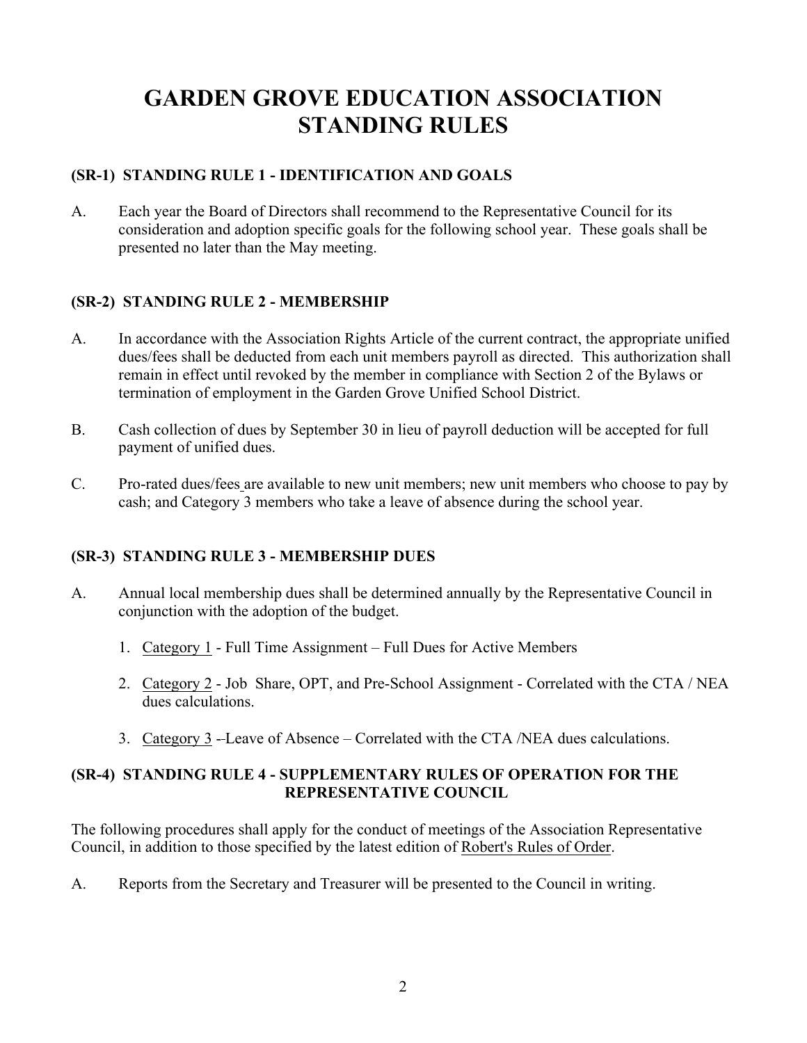# GARDEN GROVE EDUCATION ASSOCIATION STANDING RULES

## (SR-1) STANDING RULE 1 - IDENTIFICATION AND GOALS

A. Each year the Board of Directors shall recommend to the Representative Council for its consideration and adoption specific goals for the following school year. These goals shall be presented no later than the May meeting.

## (SR-2) STANDING RULE 2 - MEMBERSHIP

A. In accordance with the Association Rights Article of the current contract, the appropriate unified dues/fees shall be deducted from each unit members payroll as directed. This authorization shall remain in effect until revoked by the member in compliance with Section 2 of the Bylaws or termination of employment in the Garden Grove Unified School District.

B. Cash collection of dues by September 30 in lieu of payroll deduction will be accepted for full payment of unified dues.

C. Pro-rated dues/fees are available to new unit members; new unit members who choose to pay by cash; and Category 3 members who take a leave of absence during the school year.

## (SR-3) STANDING RULE 3 - MEMBERSHIP DUES

A. Annual local membership dues shall be determined annually by the Representative Council in conjunction with the adoption of the budget.

1. Category 1 - Full Time Assignment – Full Dues for Active Members
2. Category 2 - Job Share, OPT, and Pre-School Assignment - Correlated with the CTA / NEA dues calculations.
3. Category 3 --Leave of Absence – Correlated with the CTA /NEA dues calculations.

## (SR-4) STANDING RULE 4 - SUPPLEMENTARY RULES OF OPERATION FOR THE REPRESENTATIVE COUNCIL

The following procedures shall apply for the conduct of meetings of the Association Representative Council, in addition to those specified by the latest edition of Robert's Rules of Order.

A. Reports from the Secretary and Treasurer will be presented to the Council in writing.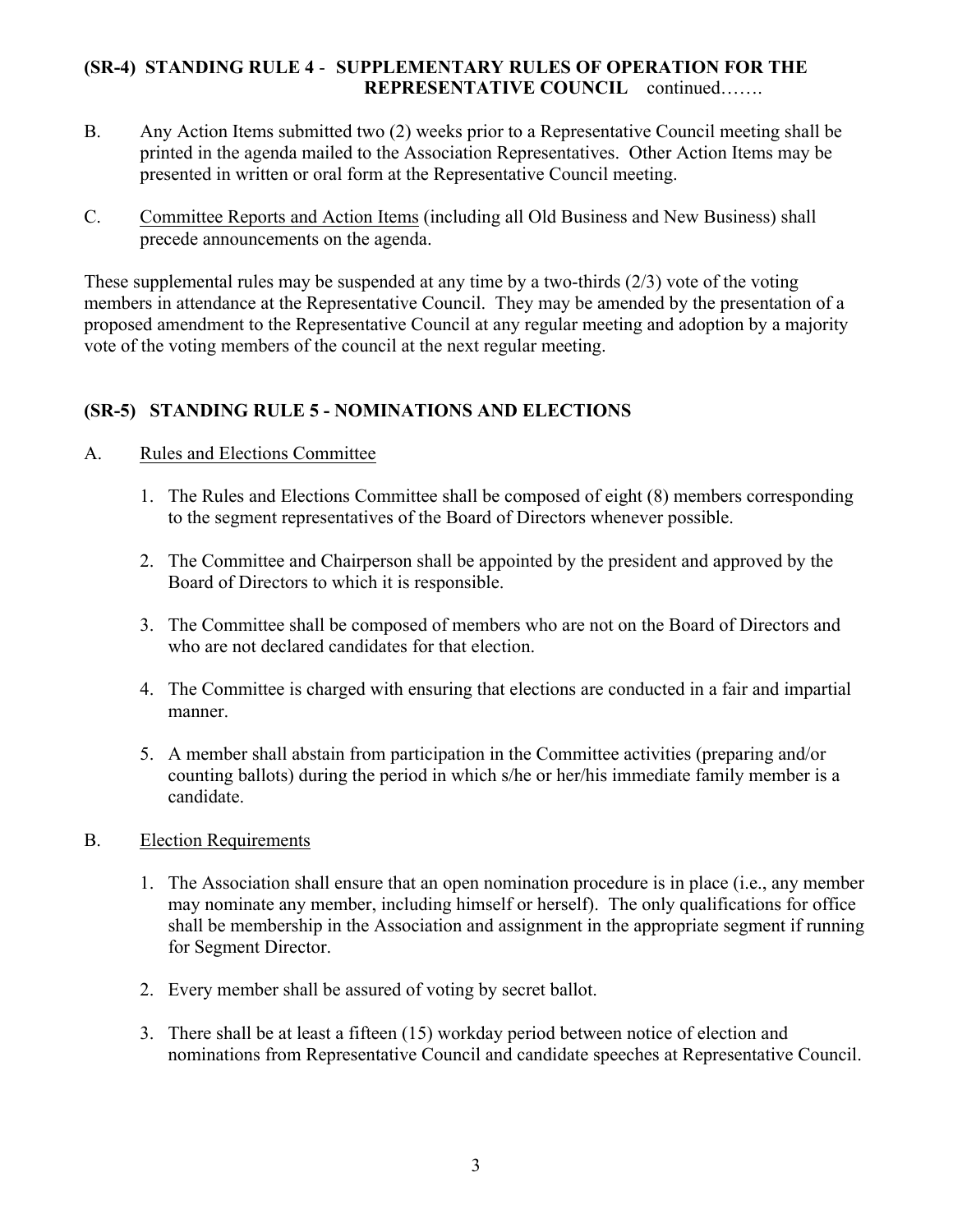## (SR-4) STANDING RULE 4 - SUPPLEMENTARY RULES OF OPERATION FOR THE REPRESENTATIVE COUNCIL continued…….

B. Any Action Items submitted two (2) weeks prior to a Representative Council meeting shall be printed in the agenda mailed to the Association Representatives. Other Action Items may be presented in written or oral form at the Representative Council meeting.

C. Committee Reports and Action Items (including all Old Business and New Business) shall precede announcements on the agenda.

These supplemental rules may be suspended at any time by a two-thirds (2/3) vote of the voting members in attendance at the Representative Council. They may be amended by the presentation of a proposed amendment to the Representative Council at any regular meeting and adoption by a majority vote of the voting members of the council at the next regular meeting.

## (SR-5) STANDING RULE 5 - NOMINATIONS AND ELECTIONS

A. Rules and Elections Committee

1. The Rules and Elections Committee shall be composed of eight (8) members corresponding to the segment representatives of the Board of Directors whenever possible.
2. The Committee and Chairperson shall be appointed by the president and approved by the Board of Directors to which it is responsible.
3. The Committee shall be composed of members who are not on the Board of Directors and who are not declared candidates for that election.
4. The Committee is charged with ensuring that elections are conducted in a fair and impartial manner.
5. A member shall abstain from participation in the Committee activities (preparing and/or counting ballots) during the period in which s/he or her/his immediate family member is a candidate.

B. Election Requirements

1. The Association shall ensure that an open nomination procedure is in place (i.e., any member may nominate any member, including himself or herself). The only qualifications for office shall be membership in the Association and assignment in the appropriate segment if running for Segment Director.
2. Every member shall be assured of voting by secret ballot.
3. There shall be at least a fifteen (15) workday period between notice of election and nominations from Representative Council and candidate speeches at Representative Council.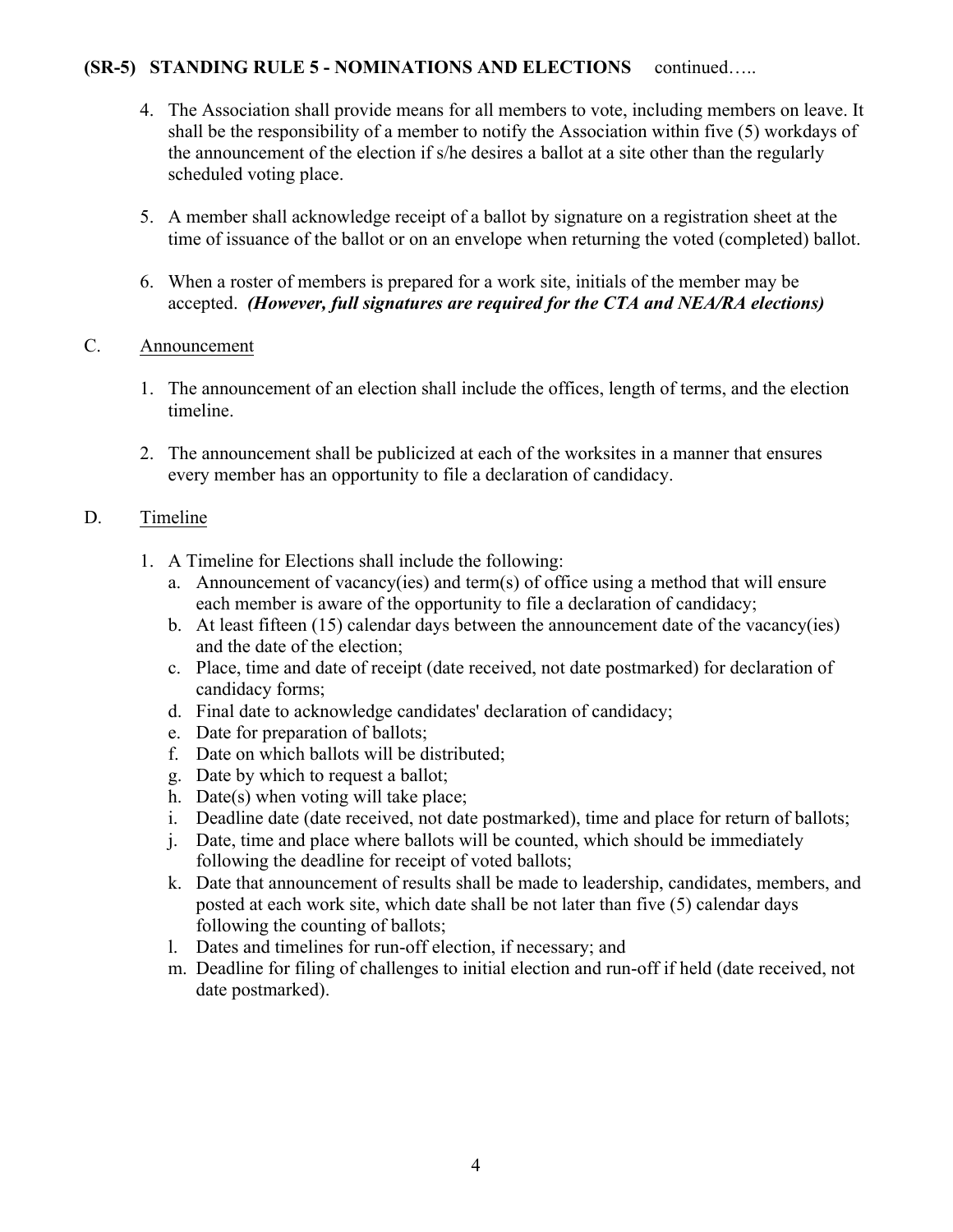**(SR-5) STANDING RULE 5 - NOMINATIONS AND ELECTIONS** continued…..

4. The Association shall provide means for all members to vote, including members on leave. It shall be the responsibility of a member to notify the Association within five (5) workdays of the announcement of the election if s/he desires a ballot at a site other than the regularly scheduled voting place.

5. A member shall acknowledge receipt of a ballot by signature on a registration sheet at the time of issuance of the ballot or on an envelope when returning the voted (completed) ballot.

6. When a roster of members is prepared for a work site, initials of the member may be accepted. ***(However, full signatures are required for the CTA and NEA/RA elections)***

C. Announcement

1. The announcement of an election shall include the offices, length of terms, and the election timeline.

2. The announcement shall be publicized at each of the worksites in a manner that ensures every member has an opportunity to file a declaration of candidacy.

D. Timeline

1. A Timeline for Elections shall include the following:
   a. Announcement of vacancy(ies) and term(s) of office using a method that will ensure each member is aware of the opportunity to file a declaration of candidacy;
   b. At least fifteen (15) calendar days between the announcement date of the vacancy(ies) and the date of the election;
   c. Place, time and date of receipt (date received, not date postmarked) for declaration of candidacy forms;
   d. Final date to acknowledge candidates' declaration of candidacy;
   e. Date for preparation of ballots;
   f. Date on which ballots will be distributed;
   g. Date by which to request a ballot;
   h. Date(s) when voting will take place;
   i. Deadline date (date received, not date postmarked), time and place for return of ballots;
   j. Date, time and place where ballots will be counted, which should be immediately following the deadline for receipt of voted ballots;
   k. Date that announcement of results shall be made to leadership, candidates, members, and posted at each work site, which date shall be not later than five (5) calendar days following the counting of ballots;
   l. Dates and timelines for run-off election, if necessary; and
   m. Deadline for filing of challenges to initial election and run-off if held (date received, not date postmarked).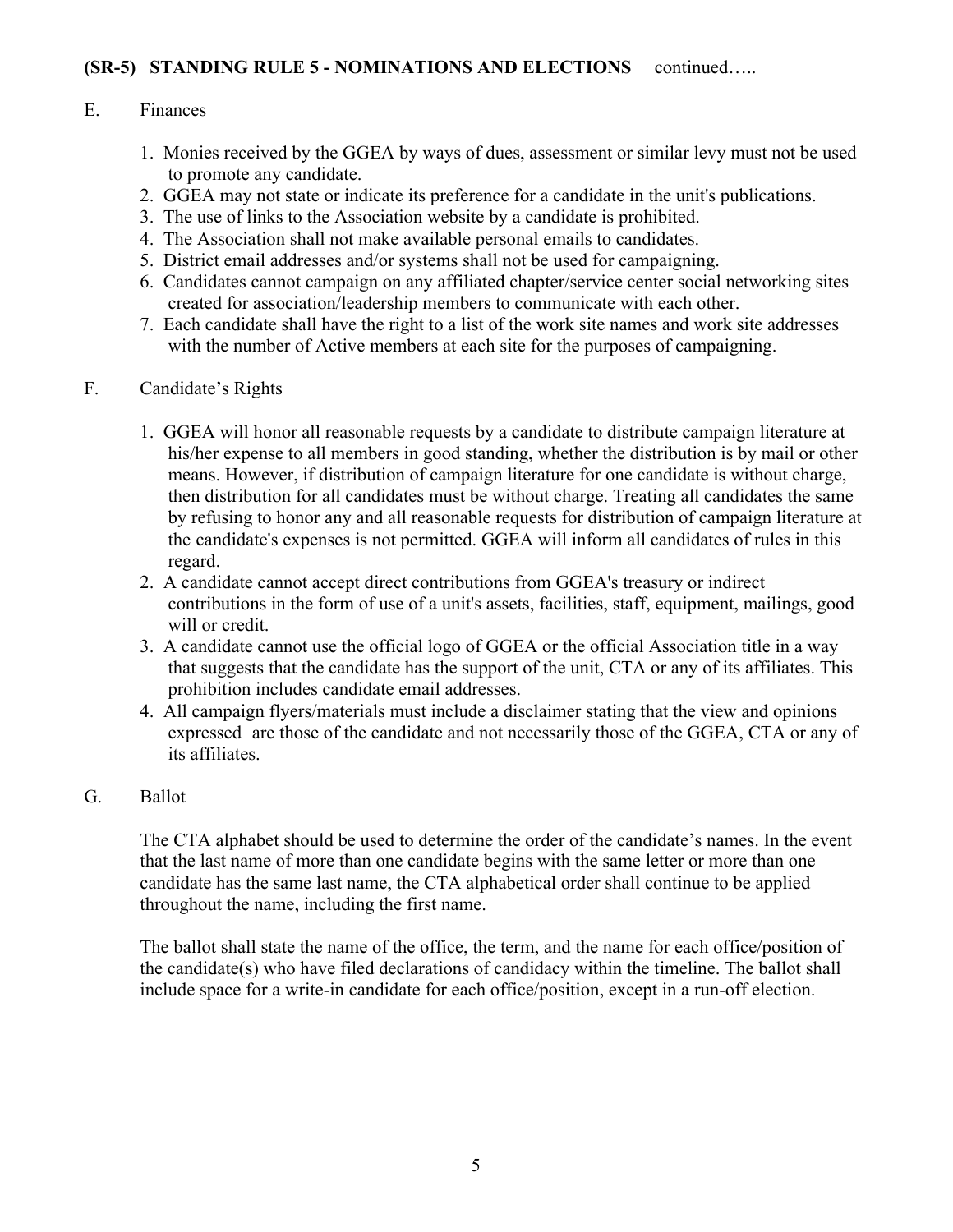**(SR-5) STANDING RULE 5 - NOMINATIONS AND ELECTIONS** continued…..

E. Finances

1. Monies received by the GGEA by ways of dues, assessment or similar levy must not be used to promote any candidate.
2. GGEA may not state or indicate its preference for a candidate in the unit's publications.
3. The use of links to the Association website by a candidate is prohibited.
4. The Association shall not make available personal emails to candidates.
5. District email addresses and/or systems shall not be used for campaigning.
6. Candidates cannot campaign on any affiliated chapter/service center social networking sites created for association/leadership members to communicate with each other.
7. Each candidate shall have the right to a list of the work site names and work site addresses with the number of Active members at each site for the purposes of campaigning.

F. Candidate's Rights

1. GGEA will honor all reasonable requests by a candidate to distribute campaign literature at his/her expense to all members in good standing, whether the distribution is by mail or other means. However, if distribution of campaign literature for one candidate is without charge, then distribution for all candidates must be without charge. Treating all candidates the same by refusing to honor any and all reasonable requests for distribution of campaign literature at the candidate's expenses is not permitted. GGEA will inform all candidates of rules in this regard.
2. A candidate cannot accept direct contributions from GGEA's treasury or indirect contributions in the form of use of a unit's assets, facilities, staff, equipment, mailings, good will or credit.
3. A candidate cannot use the official logo of GGEA or the official Association title in a way that suggests that the candidate has the support of the unit, CTA or any of its affiliates. This prohibition includes candidate email addresses.
4. All campaign flyers/materials must include a disclaimer stating that the view and opinions expressed are those of the candidate and not necessarily those of the GGEA, CTA or any of its affiliates.

G. Ballot

The CTA alphabet should be used to determine the order of the candidate's names. In the event that the last name of more than one candidate begins with the same letter or more than one candidate has the same last name, the CTA alphabetical order shall continue to be applied throughout the name, including the first name.

The ballot shall state the name of the office, the term, and the name for each office/position of the candidate(s) who have filed declarations of candidacy within the timeline. The ballot shall include space for a write-in candidate for each office/position, except in a run-off election.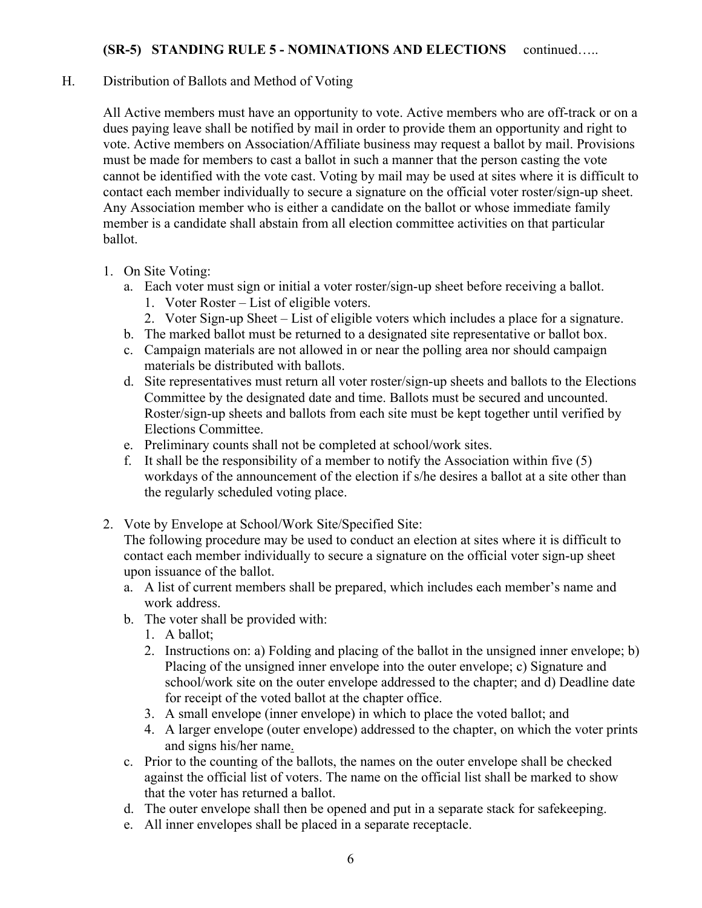**(SR-5) STANDING RULE 5 - NOMINATIONS AND ELECTIONS** continued…..

H. Distribution of Ballots and Method of Voting

All Active members must have an opportunity to vote. Active members who are off-track or on a dues paying leave shall be notified by mail in order to provide them an opportunity and right to vote. Active members on Association/Affiliate business may request a ballot by mail. Provisions must be made for members to cast a ballot in such a manner that the person casting the vote cannot be identified with the vote cast. Voting by mail may be used at sites where it is difficult to contact each member individually to secure a signature on the official voter roster/sign-up sheet. Any Association member who is either a candidate on the ballot or whose immediate family member is a candidate shall abstain from all election committee activities on that particular ballot.

1. On Site Voting:
   a. Each voter must sign or initial a voter roster/sign-up sheet before receiving a ballot.
      1. Voter Roster – List of eligible voters.
      2. Voter Sign-up Sheet – List of eligible voters which includes a place for a signature.
   b. The marked ballot must be returned to a designated site representative or ballot box.
   c. Campaign materials are not allowed in or near the polling area nor should campaign materials be distributed with ballots.
   d. Site representatives must return all voter roster/sign-up sheets and ballots to the Elections Committee by the designated date and time. Ballots must be secured and uncounted. Roster/sign-up sheets and ballots from each site must be kept together until verified by Elections Committee.
   e. Preliminary counts shall not be completed at school/work sites.
   f. It shall be the responsibility of a member to notify the Association within five (5) workdays of the announcement of the election if s/he desires a ballot at a site other than the regularly scheduled voting place.

2. Vote by Envelope at School/Work Site/Specified Site:
   The following procedure may be used to conduct an election at sites where it is difficult to contact each member individually to secure a signature on the official voter sign-up sheet upon issuance of the ballot.
   a. A list of current members shall be prepared, which includes each member's name and work address.
   b. The voter shall be provided with:
      1. A ballot;
      2. Instructions on: a) Folding and placing of the ballot in the unsigned inner envelope; b) Placing of the unsigned inner envelope into the outer envelope; c) Signature and school/work site on the outer envelope addressed to the chapter; and d) Deadline date for receipt of the voted ballot at the chapter office.
      3. A small envelope (inner envelope) in which to place the voted ballot; and
      4. A larger envelope (outer envelope) addressed to the chapter, on which the voter prints and signs his/her name.
   c. Prior to the counting of the ballots, the names on the outer envelope shall be checked against the official list of voters. The name on the official list shall be marked to show that the voter has returned a ballot.
   d. The outer envelope shall then be opened and put in a separate stack for safekeeping.
   e. All inner envelopes shall be placed in a separate receptacle.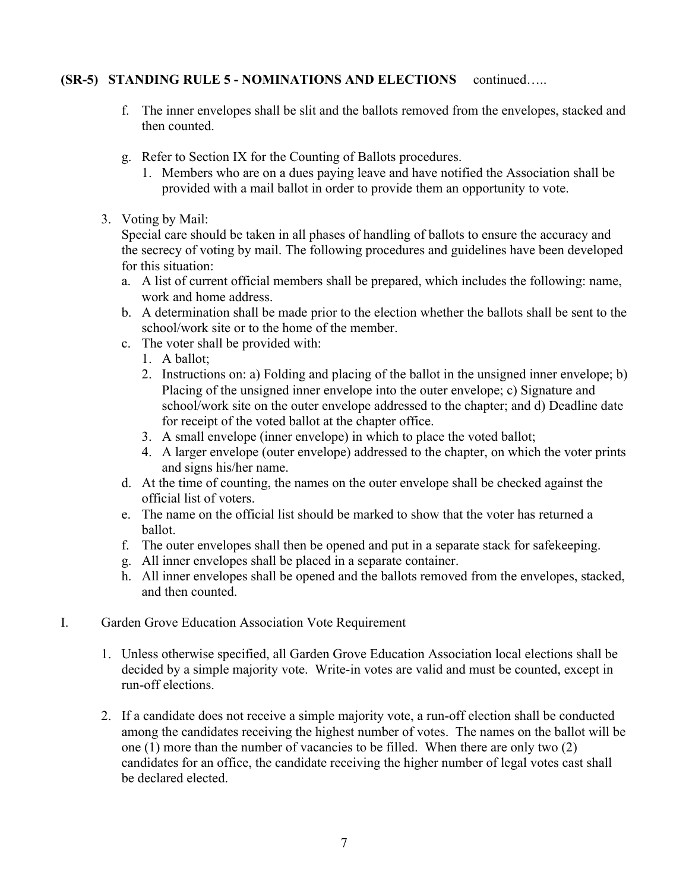**(SR-5) STANDING RULE 5 - NOMINATIONS AND ELECTIONS** continued…..

f. The inner envelopes shall be slit and the ballots removed from the envelopes, stacked and then counted.

g. Refer to Section IX for the Counting of Ballots procedures.
   1. Members who are on a dues paying leave and have notified the Association shall be provided with a mail ballot in order to provide them an opportunity to vote.

3. Voting by Mail:
   Special care should be taken in all phases of handling of ballots to ensure the accuracy and the secrecy of voting by mail. The following procedures and guidelines have been developed for this situation:
   a. A list of current official members shall be prepared, which includes the following: name, work and home address.
   b. A determination shall be made prior to the election whether the ballots shall be sent to the school/work site or to the home of the member.
   c. The voter shall be provided with:
      1. A ballot;
      2. Instructions on: a) Folding and placing of the ballot in the unsigned inner envelope; b) Placing of the unsigned inner envelope into the outer envelope; c) Signature and school/work site on the outer envelope addressed to the chapter; and d) Deadline date for receipt of the voted ballot at the chapter office.
      3. A small envelope (inner envelope) in which to place the voted ballot;
      4. A larger envelope (outer envelope) addressed to the chapter, on which the voter prints and signs his/her name.
   d. At the time of counting, the names on the outer envelope shall be checked against the official list of voters.
   e. The name on the official list should be marked to show that the voter has returned a ballot.
   f. The outer envelopes shall then be opened and put in a separate stack for safekeeping.
   g. All inner envelopes shall be placed in a separate container.
   h. All inner envelopes shall be opened and the ballots removed from the envelopes, stacked, and then counted.

I. Garden Grove Education Association Vote Requirement

1. Unless otherwise specified, all Garden Grove Education Association local elections shall be decided by a simple majority vote. Write-in votes are valid and must be counted, except in run-off elections.

2. If a candidate does not receive a simple majority vote, a run-off election shall be conducted among the candidates receiving the highest number of votes. The names on the ballot will be one (1) more than the number of vacancies to be filled. When there are only two (2) candidates for an office, the candidate receiving the higher number of legal votes cast shall be declared elected.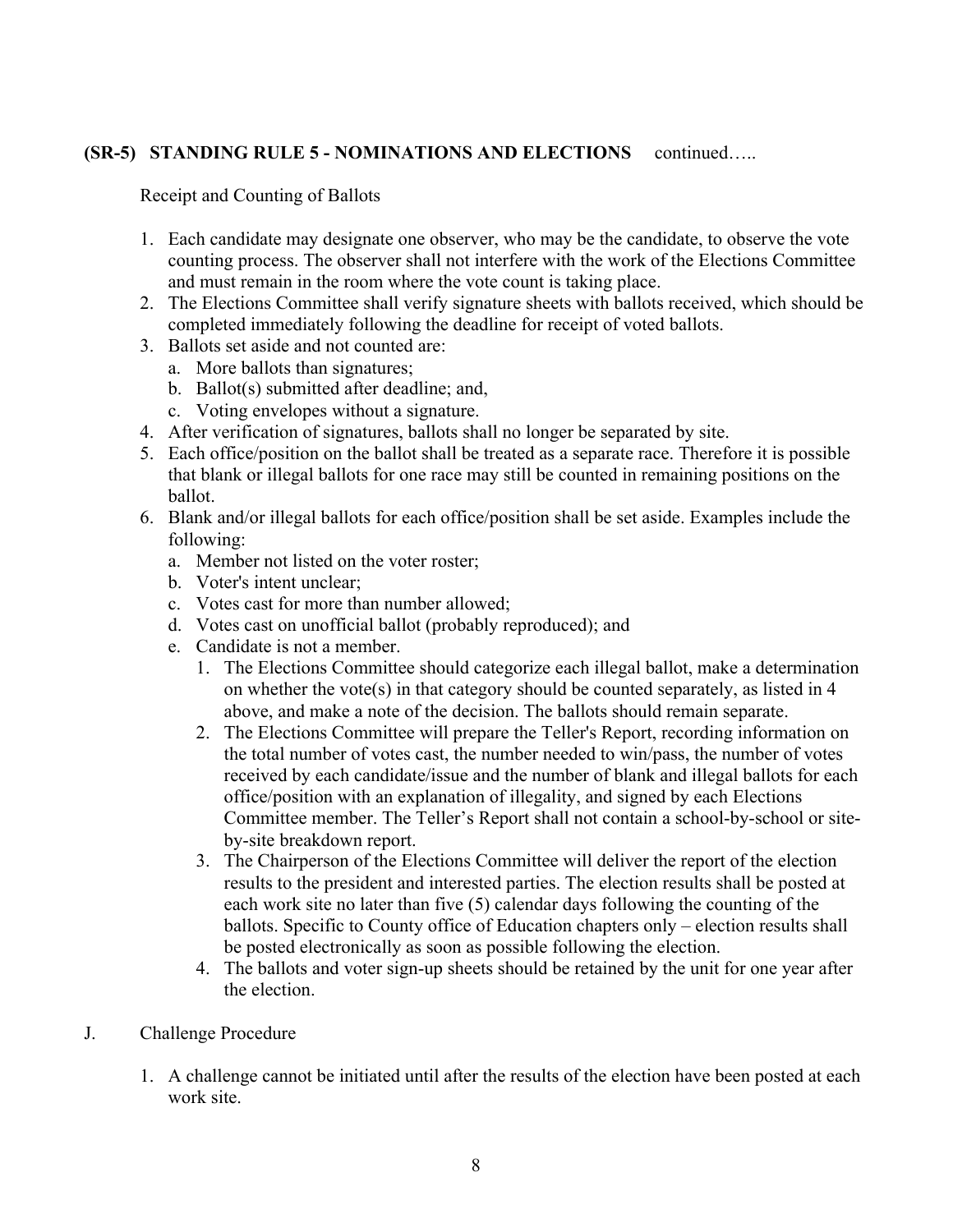**(SR-5) STANDING RULE 5 - NOMINATIONS AND ELECTIONS** continued…..

Receipt and Counting of Ballots

1. Each candidate may designate one observer, who may be the candidate, to observe the vote counting process. The observer shall not interfere with the work of the Elections Committee and must remain in the room where the vote count is taking place.
2. The Elections Committee shall verify signature sheets with ballots received, which should be completed immediately following the deadline for receipt of voted ballots.
3. Ballots set aside and not counted are:
   a. More ballots than signatures;
   b. Ballot(s) submitted after deadline; and,
   c. Voting envelopes without a signature.
4. After verification of signatures, ballots shall no longer be separated by site.
5. Each office/position on the ballot shall be treated as a separate race. Therefore it is possible that blank or illegal ballots for one race may still be counted in remaining positions on the ballot.
6. Blank and/or illegal ballots for each office/position shall be set aside. Examples include the following:
   a. Member not listed on the voter roster;
   b. Voter's intent unclear;
   c. Votes cast for more than number allowed;
   d. Votes cast on unofficial ballot (probably reproduced); and
   e. Candidate is not a member.
      1. The Elections Committee should categorize each illegal ballot, make a determination on whether the vote(s) in that category should be counted separately, as listed in 4 above, and make a note of the decision. The ballots should remain separate.
      2. The Elections Committee will prepare the Teller's Report, recording information on the total number of votes cast, the number needed to win/pass, the number of votes received by each candidate/issue and the number of blank and illegal ballots for each office/position with an explanation of illegality, and signed by each Elections Committee member. The Teller's Report shall not contain a school-by-school or site-by-site breakdown report.
      3. The Chairperson of the Elections Committee will deliver the report of the election results to the president and interested parties. The election results shall be posted at each work site no later than five (5) calendar days following the counting of the ballots. Specific to County office of Education chapters only – election results shall be posted electronically as soon as possible following the election.
      4. The ballots and voter sign-up sheets should be retained by the unit for one year after the election.

J. Challenge Procedure

1. A challenge cannot be initiated until after the results of the election have been posted at each work site.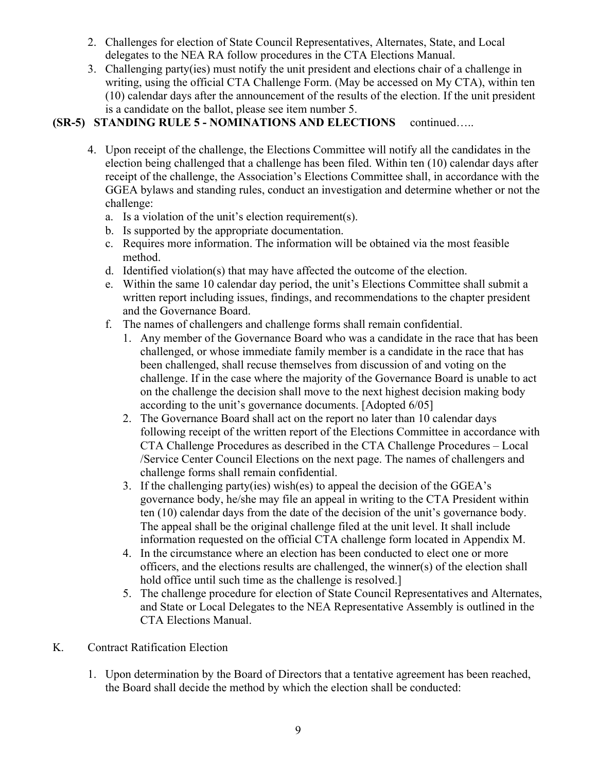2. Challenges for election of State Council Representatives, Alternates, State, and Local delegates to the NEA RA follow procedures in the CTA Elections Manual.
3. Challenging party(ies) must notify the unit president and elections chair of a challenge in writing, using the official CTA Challenge Form. (May be accessed on My CTA), within ten (10) calendar days after the announcement of the results of the election. If the unit president is a candidate on the ballot, please see item number 5.

**(SR-5) STANDING RULE 5 - NOMINATIONS AND ELECTIONS** continued…..

4. Upon receipt of the challenge, the Elections Committee will notify all the candidates in the election being challenged that a challenge has been filed. Within ten (10) calendar days after receipt of the challenge, the Association's Elections Committee shall, in accordance with the GGEA bylaws and standing rules, conduct an investigation and determine whether or not the challenge:
   a. Is a violation of the unit's election requirement(s).
   b. Is supported by the appropriate documentation.
   c. Requires more information. The information will be obtained via the most feasible method.
   d. Identified violation(s) that may have affected the outcome of the election.
   e. Within the same 10 calendar day period, the unit's Elections Committee shall submit a written report including issues, findings, and recommendations to the chapter president and the Governance Board.
   f. The names of challengers and challenge forms shall remain confidential.
      1. Any member of the Governance Board who was a candidate in the race that has been challenged, or whose immediate family member is a candidate in the race that has been challenged, shall recuse themselves from discussion of and voting on the challenge. If in the case where the majority of the Governance Board is unable to act on the challenge the decision shall move to the next highest decision making body according to the unit's governance documents. [Adopted 6/05]
      2. The Governance Board shall act on the report no later than 10 calendar days following receipt of the written report of the Elections Committee in accordance with CTA Challenge Procedures as described in the CTA Challenge Procedures – Local /Service Center Council Elections on the next page. The names of challengers and challenge forms shall remain confidential.
      3. If the challenging party(ies) wish(es) to appeal the decision of the GGEA's governance body, he/she may file an appeal in writing to the CTA President within ten (10) calendar days from the date of the decision of the unit's governance body. The appeal shall be the original challenge filed at the unit level. It shall include information requested on the official CTA challenge form located in Appendix M.
      4. In the circumstance where an election has been conducted to elect one or more officers, and the elections results are challenged, the winner(s) of the election shall hold office until such time as the challenge is resolved.]
      5. The challenge procedure for election of State Council Representatives and Alternates, and State or Local Delegates to the NEA Representative Assembly is outlined in the CTA Elections Manual.

K. Contract Ratification Election

1. Upon determination by the Board of Directors that a tentative agreement has been reached, the Board shall decide the method by which the election shall be conducted: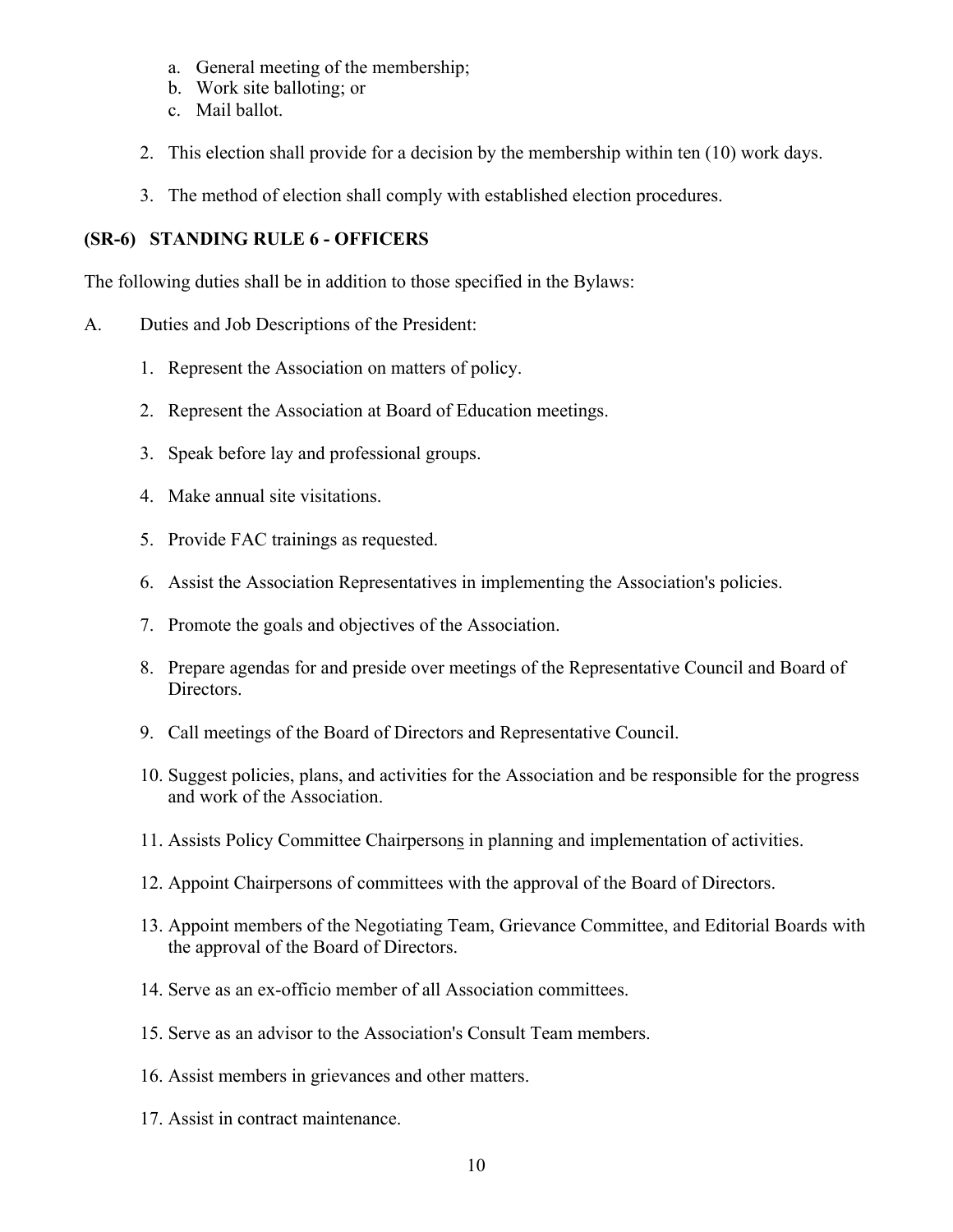a. General meeting of the membership;
   b. Work site balloting; or
   c. Mail ballot.

2. This election shall provide for a decision by the membership within ten (10) work days.

3. The method of election shall comply with established election procedures.

**(SR-6) STANDING RULE 6 - OFFICERS**

The following duties shall be in addition to those specified in the Bylaws:

A. Duties and Job Descriptions of the President:

1. Represent the Association on matters of policy.

2. Represent the Association at Board of Education meetings.

3. Speak before lay and professional groups.

4. Make annual site visitations.

5. Provide FAC trainings as requested.

6. Assist the Association Representatives in implementing the Association's policies.

7. Promote the goals and objectives of the Association.

8. Prepare agendas for and preside over meetings of the Representative Council and Board of Directors.

9. Call meetings of the Board of Directors and Representative Council.

10. Suggest policies, plans, and activities for the Association and be responsible for the progress and work of the Association.

11. Assists Policy Committee Chairpersons in planning and implementation of activities.

12. Appoint Chairpersons of committees with the approval of the Board of Directors.

13. Appoint members of the Negotiating Team, Grievance Committee, and Editorial Boards with the approval of the Board of Directors.

14. Serve as an ex-officio member of all Association committees.

15. Serve as an advisor to the Association's Consult Team members.

16. Assist members in grievances and other matters.

17. Assist in contract maintenance.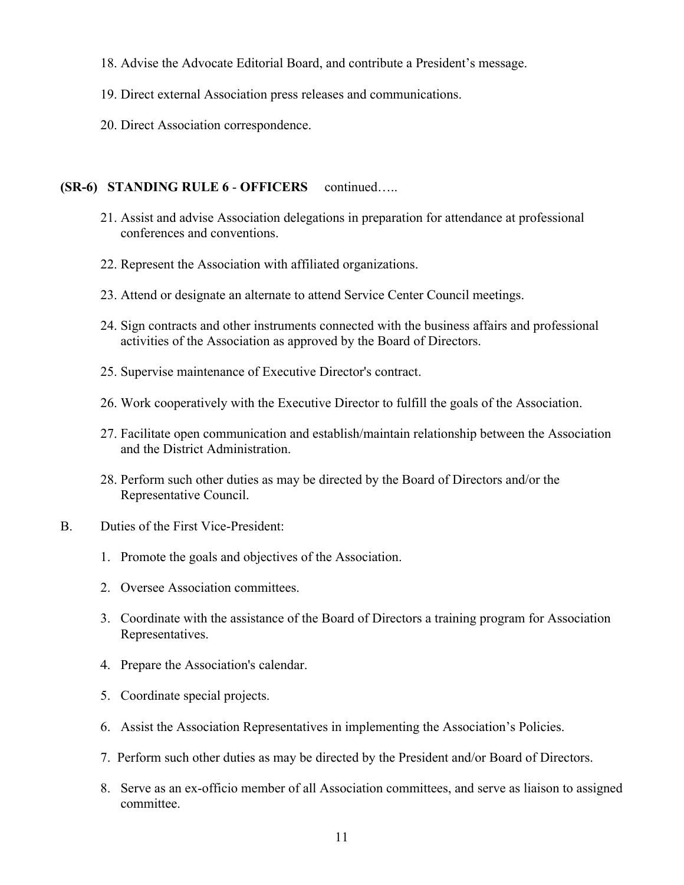18. Advise the Advocate Editorial Board, and contribute a President's message.

19. Direct external Association press releases and communications.

20. Direct Association correspondence.

**(SR-6) STANDING RULE 6 - OFFICERS** continued…..

21. Assist and advise Association delegations in preparation for attendance at professional conferences and conventions.

22. Represent the Association with affiliated organizations.

23. Attend or designate an alternate to attend Service Center Council meetings.

24. Sign contracts and other instruments connected with the business affairs and professional activities of the Association as approved by the Board of Directors.

25. Supervise maintenance of Executive Director's contract.

26. Work cooperatively with the Executive Director to fulfill the goals of the Association.

27. Facilitate open communication and establish/maintain relationship between the Association and the District Administration.

28. Perform such other duties as may be directed by the Board of Directors and/or the Representative Council.

B. Duties of the First Vice-President:

1. Promote the goals and objectives of the Association.

2. Oversee Association committees.

3. Coordinate with the assistance of the Board of Directors a training program for Association Representatives.

4. Prepare the Association's calendar.

5. Coordinate special projects.

6. Assist the Association Representatives in implementing the Association's Policies.

7. Perform such other duties as may be directed by the President and/or Board of Directors.

8. Serve as an ex-officio member of all Association committees, and serve as liaison to assigned committee.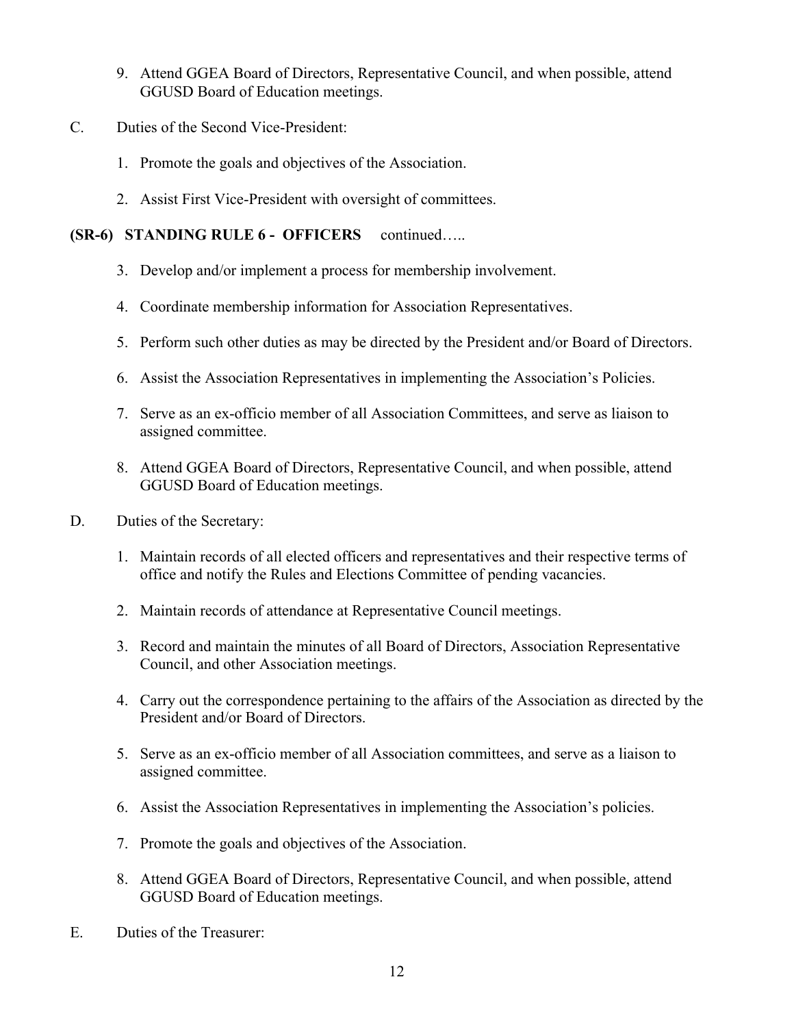9. Attend GGEA Board of Directors, Representative Council, and when possible, attend GGUSD Board of Education meetings.

C. Duties of the Second Vice-President:

1. Promote the goals and objectives of the Association.
2. Assist First Vice-President with oversight of committees.

**(SR-6) STANDING RULE 6 - OFFICERS** continued…..

3. Develop and/or implement a process for membership involvement.
4. Coordinate membership information for Association Representatives.
5. Perform such other duties as may be directed by the President and/or Board of Directors.
6. Assist the Association Representatives in implementing the Association's Policies.
7. Serve as an ex-officio member of all Association Committees, and serve as liaison to assigned committee.
8. Attend GGEA Board of Directors, Representative Council, and when possible, attend GGUSD Board of Education meetings.

D. Duties of the Secretary:

1. Maintain records of all elected officers and representatives and their respective terms of office and notify the Rules and Elections Committee of pending vacancies.
2. Maintain records of attendance at Representative Council meetings.
3. Record and maintain the minutes of all Board of Directors, Association Representative Council, and other Association meetings.
4. Carry out the correspondence pertaining to the affairs of the Association as directed by the President and/or Board of Directors.
5. Serve as an ex-officio member of all Association committees, and serve as a liaison to assigned committee.
6. Assist the Association Representatives in implementing the Association's policies.
7. Promote the goals and objectives of the Association.
8. Attend GGEA Board of Directors, Representative Council, and when possible, attend GGUSD Board of Education meetings.

E. Duties of the Treasurer: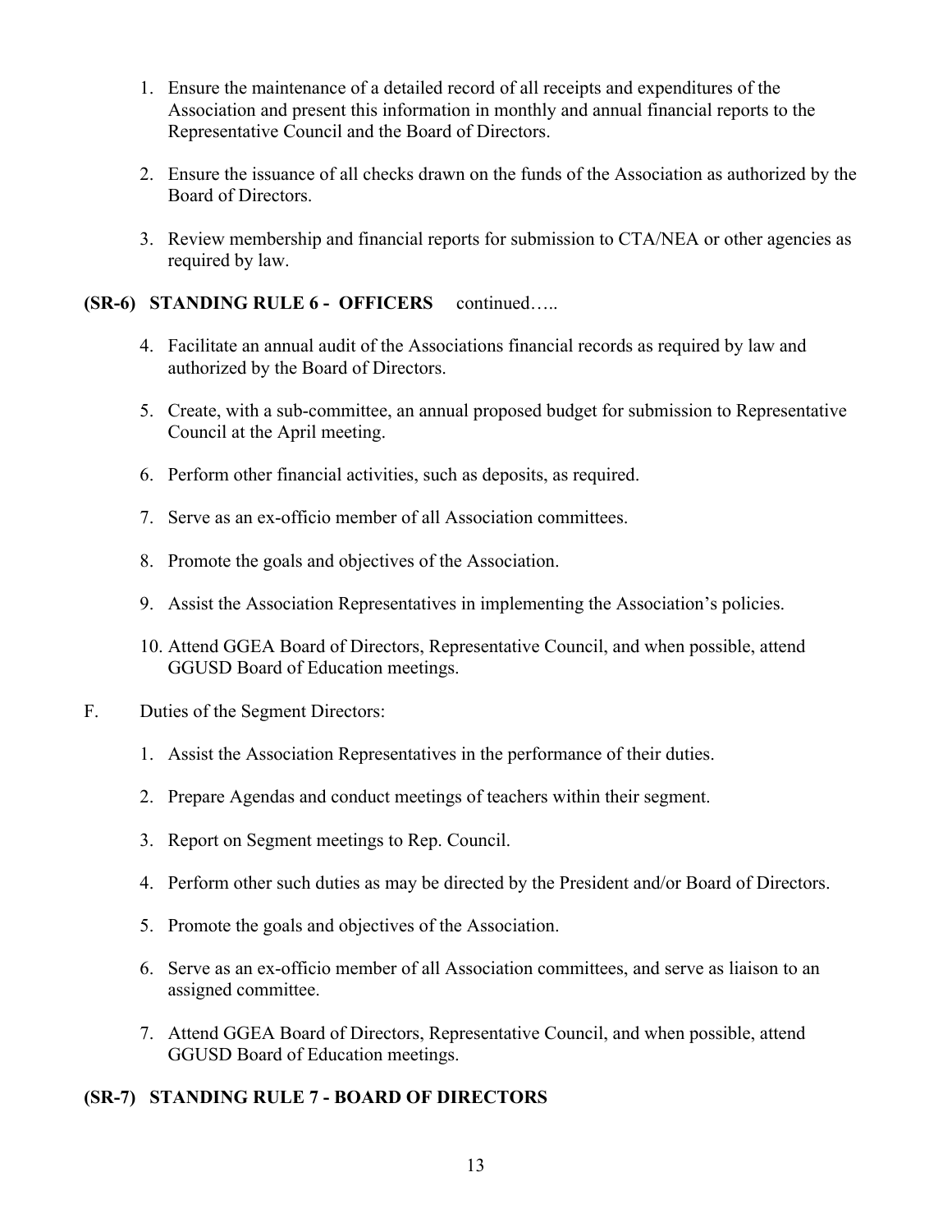1. Ensure the maintenance of a detailed record of all receipts and expenditures of the Association and present this information in monthly and annual financial reports to the Representative Council and the Board of Directors.

2. Ensure the issuance of all checks drawn on the funds of the Association as authorized by the Board of Directors.

3. Review membership and financial reports for submission to CTA/NEA or other agencies as required by law.

**(SR-6) STANDING RULE 6 - OFFICERS** continued…..

4. Facilitate an annual audit of the Associations financial records as required by law and authorized by the Board of Directors.

5. Create, with a sub-committee, an annual proposed budget for submission to Representative Council at the April meeting.

6. Perform other financial activities, such as deposits, as required.

7. Serve as an ex-officio member of all Association committees.

8. Promote the goals and objectives of the Association.

9. Assist the Association Representatives in implementing the Association's policies.

10. Attend GGEA Board of Directors, Representative Council, and when possible, attend GGUSD Board of Education meetings.

F. Duties of the Segment Directors:

1. Assist the Association Representatives in the performance of their duties.

2. Prepare Agendas and conduct meetings of teachers within their segment.

3. Report on Segment meetings to Rep. Council.

4. Perform other such duties as may be directed by the President and/or Board of Directors.

5. Promote the goals and objectives of the Association.

6. Serve as an ex-officio member of all Association committees, and serve as liaison to an assigned committee.

7. Attend GGEA Board of Directors, Representative Council, and when possible, attend GGUSD Board of Education meetings.

**(SR-7) STANDING RULE 7 - BOARD OF DIRECTORS**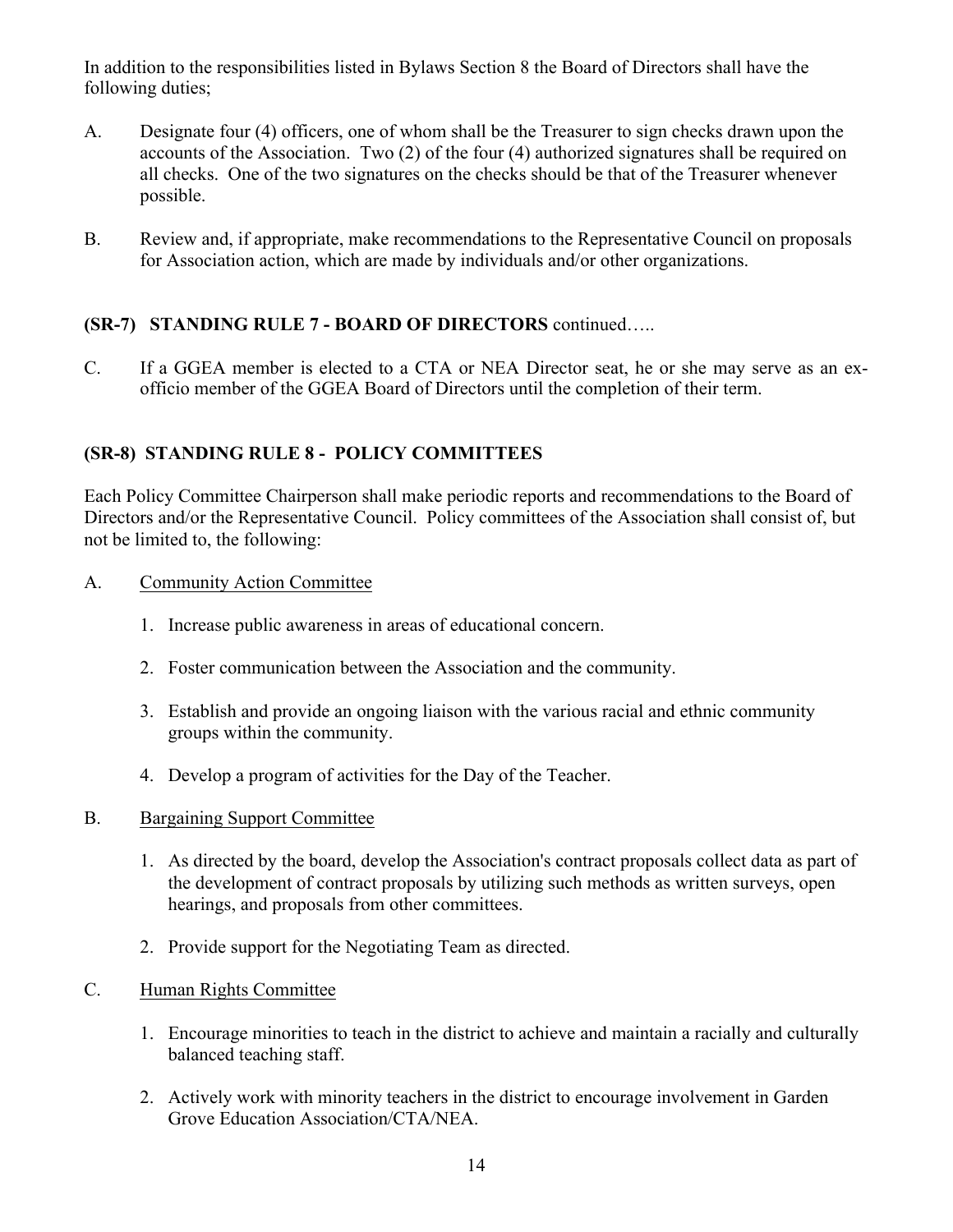In addition to the responsibilities listed in Bylaws Section 8 the Board of Directors shall have the following duties;

A. Designate four (4) officers, one of whom shall be the Treasurer to sign checks drawn upon the accounts of the Association. Two (2) of the four (4) authorized signatures shall be required on all checks. One of the two signatures on the checks should be that of the Treasurer whenever possible.

B. Review and, if appropriate, make recommendations to the Representative Council on proposals for Association action, which are made by individuals and/or other organizations.

### (SR-7) STANDING RULE 7 - BOARD OF DIRECTORS continued…..

C. If a GGEA member is elected to a CTA or NEA Director seat, he or she may serve as an ex-officio member of the GGEA Board of Directors until the completion of their term.

### (SR-8) STANDING RULE 8 - POLICY COMMITTEES

Each Policy Committee Chairperson shall make periodic reports and recommendations to the Board of Directors and/or the Representative Council. Policy committees of the Association shall consist of, but not be limited to, the following:

A. Community Action Committee

1. Increase public awareness in areas of educational concern.
2. Foster communication between the Association and the community.
3. Establish and provide an ongoing liaison with the various racial and ethnic community groups within the community.
4. Develop a program of activities for the Day of the Teacher.

B. Bargaining Support Committee

1. As directed by the board, develop the Association's contract proposals collect data as part of the development of contract proposals by utilizing such methods as written surveys, open hearings, and proposals from other committees.
2. Provide support for the Negotiating Team as directed.

C. Human Rights Committee

1. Encourage minorities to teach in the district to achieve and maintain a racially and culturally balanced teaching staff.
2. Actively work with minority teachers in the district to encourage involvement in Garden Grove Education Association/CTA/NEA.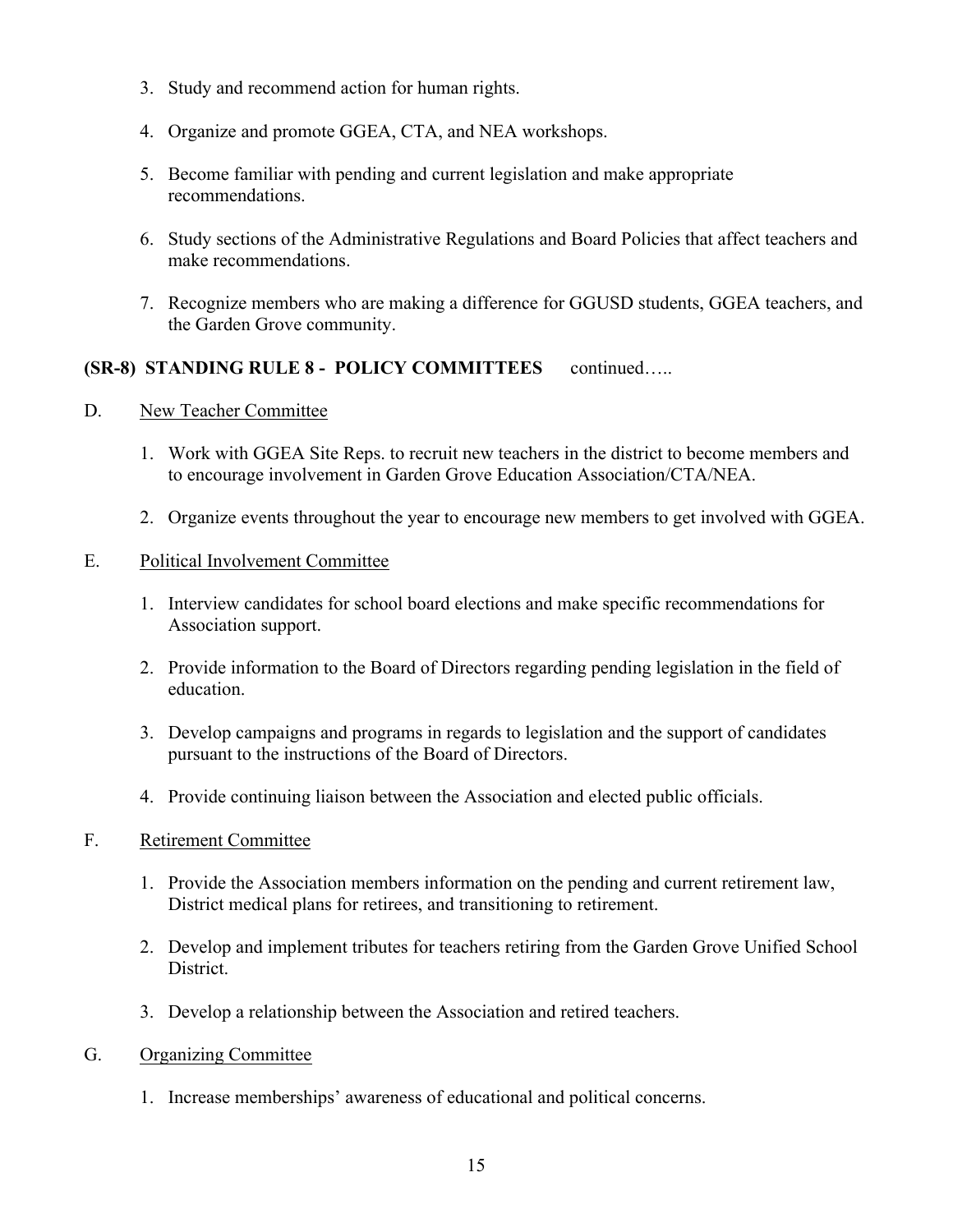3. Study and recommend action for human rights.

4. Organize and promote GGEA, CTA, and NEA workshops.

5. Become familiar with pending and current legislation and make appropriate recommendations.

6. Study sections of the Administrative Regulations and Board Policies that affect teachers and make recommendations.

7. Recognize members who are making a difference for GGUSD students, GGEA teachers, and the Garden Grove community.

**(SR-8) STANDING RULE 8 - POLICY COMMITTEES** continued…..

D. New Teacher Committee

1. Work with GGEA Site Reps. to recruit new teachers in the district to become members and to encourage involvement in Garden Grove Education Association/CTA/NEA.

2. Organize events throughout the year to encourage new members to get involved with GGEA.

E. Political Involvement Committee

1. Interview candidates for school board elections and make specific recommendations for Association support.

2. Provide information to the Board of Directors regarding pending legislation in the field of education.

3. Develop campaigns and programs in regards to legislation and the support of candidates pursuant to the instructions of the Board of Directors.

4. Provide continuing liaison between the Association and elected public officials.

F. Retirement Committee

1. Provide the Association members information on the pending and current retirement law, District medical plans for retirees, and transitioning to retirement.

2. Develop and implement tributes for teachers retiring from the Garden Grove Unified School District.

3. Develop a relationship between the Association and retired teachers.

G. Organizing Committee

1. Increase memberships' awareness of educational and political concerns.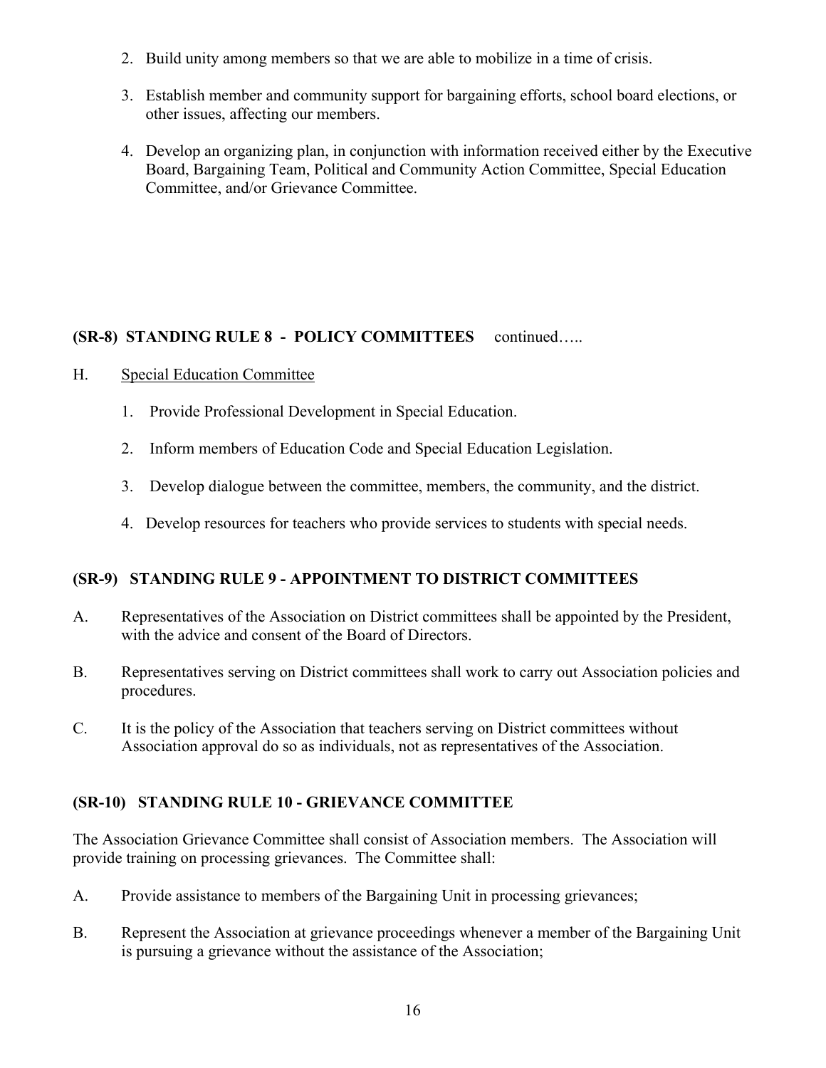2. Build unity among members so that we are able to mobilize in a time of crisis.

3. Establish member and community support for bargaining efforts, school board elections, or other issues, affecting our members.

4. Develop an organizing plan, in conjunction with information received either by the Executive Board, Bargaining Team, Political and Community Action Committee, Special Education Committee, and/or Grievance Committee.

## (SR-8) STANDING RULE 8 - POLICY COMMITTEES continued…..

H. Special Education Committee

1. Provide Professional Development in Special Education.

2. Inform members of Education Code and Special Education Legislation.

3. Develop dialogue between the committee, members, the community, and the district.

4. Develop resources for teachers who provide services to students with special needs.

## (SR-9) STANDING RULE 9 - APPOINTMENT TO DISTRICT COMMITTEES

A. Representatives of the Association on District committees shall be appointed by the President, with the advice and consent of the Board of Directors.

B. Representatives serving on District committees shall work to carry out Association policies and procedures.

C. It is the policy of the Association that teachers serving on District committees without Association approval do so as individuals, not as representatives of the Association.

## (SR-10) STANDING RULE 10 - GRIEVANCE COMMITTEE

The Association Grievance Committee shall consist of Association members. The Association will provide training on processing grievances. The Committee shall:

A. Provide assistance to members of the Bargaining Unit in processing grievances;

B. Represent the Association at grievance proceedings whenever a member of the Bargaining Unit is pursuing a grievance without the assistance of the Association;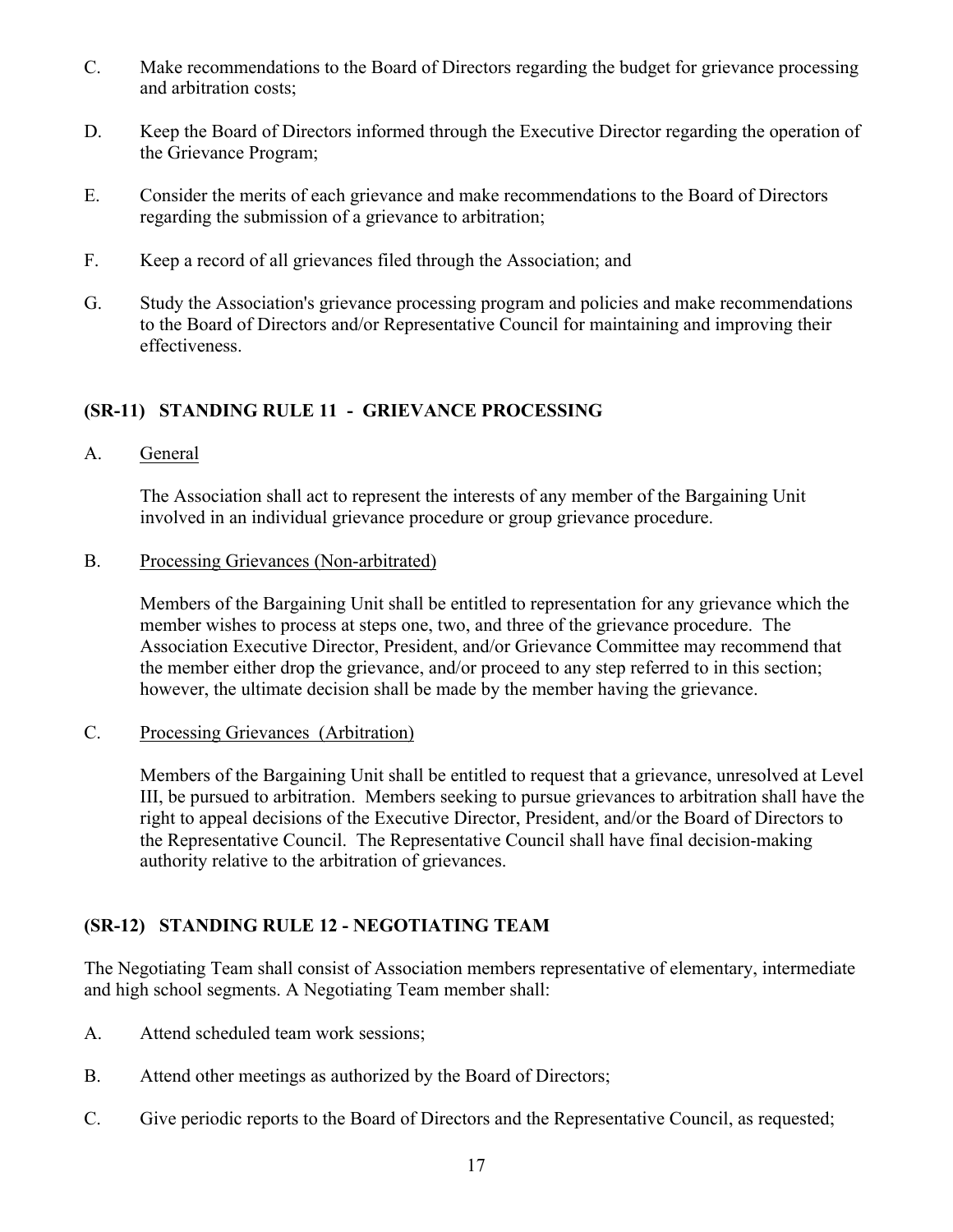C. Make recommendations to the Board of Directors regarding the budget for grievance processing and arbitration costs;

D. Keep the Board of Directors informed through the Executive Director regarding the operation of the Grievance Program;

E. Consider the merits of each grievance and make recommendations to the Board of Directors regarding the submission of a grievance to arbitration;

F. Keep a record of all grievances filed through the Association; and

G. Study the Association's grievance processing program and policies and make recommendations to the Board of Directors and/or Representative Council for maintaining and improving their effectiveness.

## (SR-11) STANDING RULE 11 - GRIEVANCE PROCESSING

A. General

The Association shall act to represent the interests of any member of the Bargaining Unit involved in an individual grievance procedure or group grievance procedure.

B. Processing Grievances (Non-arbitrated)

Members of the Bargaining Unit shall be entitled to representation for any grievance which the member wishes to process at steps one, two, and three of the grievance procedure. The Association Executive Director, President, and/or Grievance Committee may recommend that the member either drop the grievance, and/or proceed to any step referred to in this section; however, the ultimate decision shall be made by the member having the grievance.

C. Processing Grievances (Arbitration)

Members of the Bargaining Unit shall be entitled to request that a grievance, unresolved at Level III, be pursued to arbitration. Members seeking to pursue grievances to arbitration shall have the right to appeal decisions of the Executive Director, President, and/or the Board of Directors to the Representative Council. The Representative Council shall have final decision-making authority relative to the arbitration of grievances.

## (SR-12) STANDING RULE 12 - NEGOTIATING TEAM

The Negotiating Team shall consist of Association members representative of elementary, intermediate and high school segments. A Negotiating Team member shall:

A. Attend scheduled team work sessions;

B. Attend other meetings as authorized by the Board of Directors;

C. Give periodic reports to the Board of Directors and the Representative Council, as requested;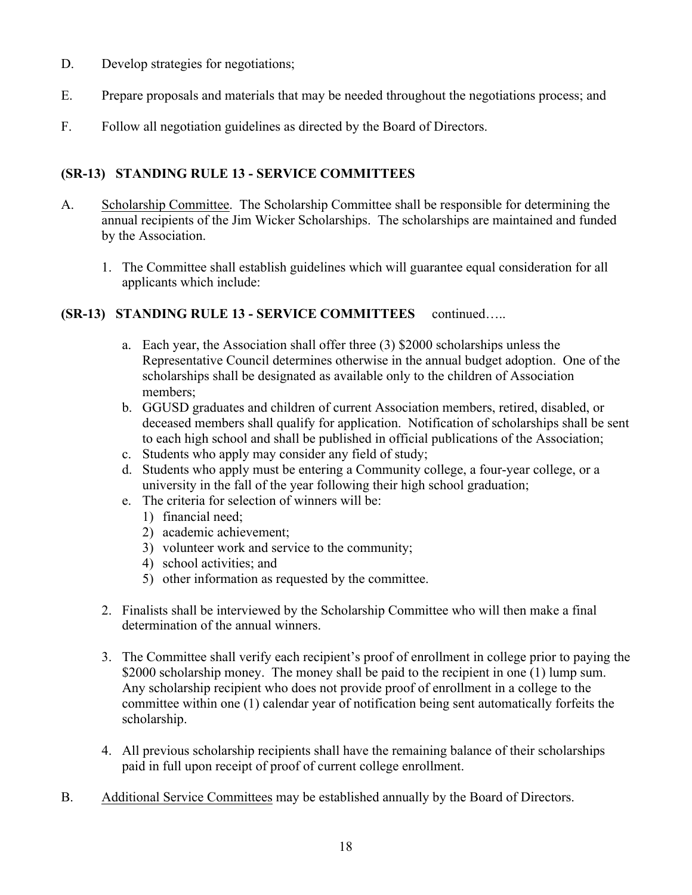D. Develop strategies for negotiations;

E. Prepare proposals and materials that may be needed throughout the negotiations process; and

F. Follow all negotiation guidelines as directed by the Board of Directors.

### (SR-13) STANDING RULE 13 - SERVICE COMMITTEES

A. Scholarship Committee. The Scholarship Committee shall be responsible for determining the annual recipients of the Jim Wicker Scholarships. The scholarships are maintained and funded by the Association.

1. The Committee shall establish guidelines which will guarantee equal consideration for all applicants which include:

### (SR-13) STANDING RULE 13 - SERVICE COMMITTEES continued…..

   a. Each year, the Association shall offer three (3) $2000 scholarships unless the Representative Council determines otherwise in the annual budget adoption. One of the scholarships shall be designated as available only to the children of Association members;
   b. GGUSD graduates and children of current Association members, retired, disabled, or deceased members shall qualify for application. Notification of scholarships shall be sent to each high school and shall be published in official publications of the Association;
   c. Students who apply may consider any field of study;
   d. Students who apply must be entering a Community college, a four-year college, or a university in the fall of the year following their high school graduation;
   e. The criteria for selection of winners will be:
      1) financial need;
      2) academic achievement;
      3) volunteer work and service to the community;
      4) school activities; and
      5) other information as requested by the committee.

2. Finalists shall be interviewed by the Scholarship Committee who will then make a final determination of the annual winners.

3. The Committee shall verify each recipient's proof of enrollment in college prior to paying the $2000 scholarship money. The money shall be paid to the recipient in one (1) lump sum. Any scholarship recipient who does not provide proof of enrollment in a college to the committee within one (1) calendar year of notification being sent automatically forfeits the scholarship.

4. All previous scholarship recipients shall have the remaining balance of their scholarships paid in full upon receipt of proof of current college enrollment.

B. Additional Service Committees may be established annually by the Board of Directors.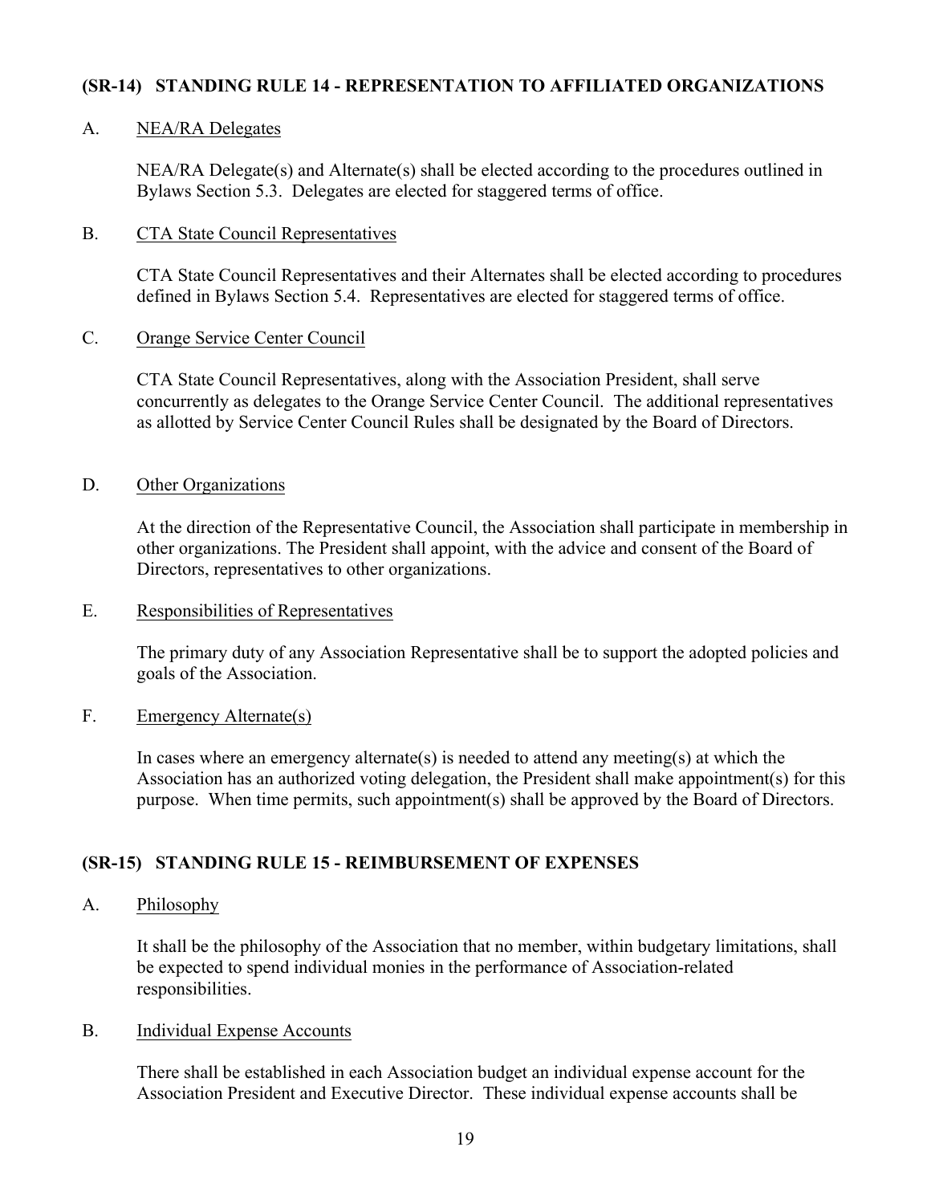## (SR-14) STANDING RULE 14 - REPRESENTATION TO AFFILIATED ORGANIZATIONS

A. NEA/RA Delegates

NEA/RA Delegate(s) and Alternate(s) shall be elected according to the procedures outlined in Bylaws Section 5.3. Delegates are elected for staggered terms of office.

B. CTA State Council Representatives

CTA State Council Representatives and their Alternates shall be elected according to procedures defined in Bylaws Section 5.4. Representatives are elected for staggered terms of office.

C. Orange Service Center Council

CTA State Council Representatives, along with the Association President, shall serve concurrently as delegates to the Orange Service Center Council. The additional representatives as allotted by Service Center Council Rules shall be designated by the Board of Directors.

D. Other Organizations

At the direction of the Representative Council, the Association shall participate in membership in other organizations. The President shall appoint, with the advice and consent of the Board of Directors, representatives to other organizations.

E. Responsibilities of Representatives

The primary duty of any Association Representative shall be to support the adopted policies and goals of the Association.

F. Emergency Alternate(s)

In cases where an emergency alternate(s) is needed to attend any meeting(s) at which the Association has an authorized voting delegation, the President shall make appointment(s) for this purpose. When time permits, such appointment(s) shall be approved by the Board of Directors.

## (SR-15) STANDING RULE 15 - REIMBURSEMENT OF EXPENSES

A. Philosophy

It shall be the philosophy of the Association that no member, within budgetary limitations, shall be expected to spend individual monies in the performance of Association-related responsibilities.

B. Individual Expense Accounts

There shall be established in each Association budget an individual expense account for the Association President and Executive Director. These individual expense accounts shall be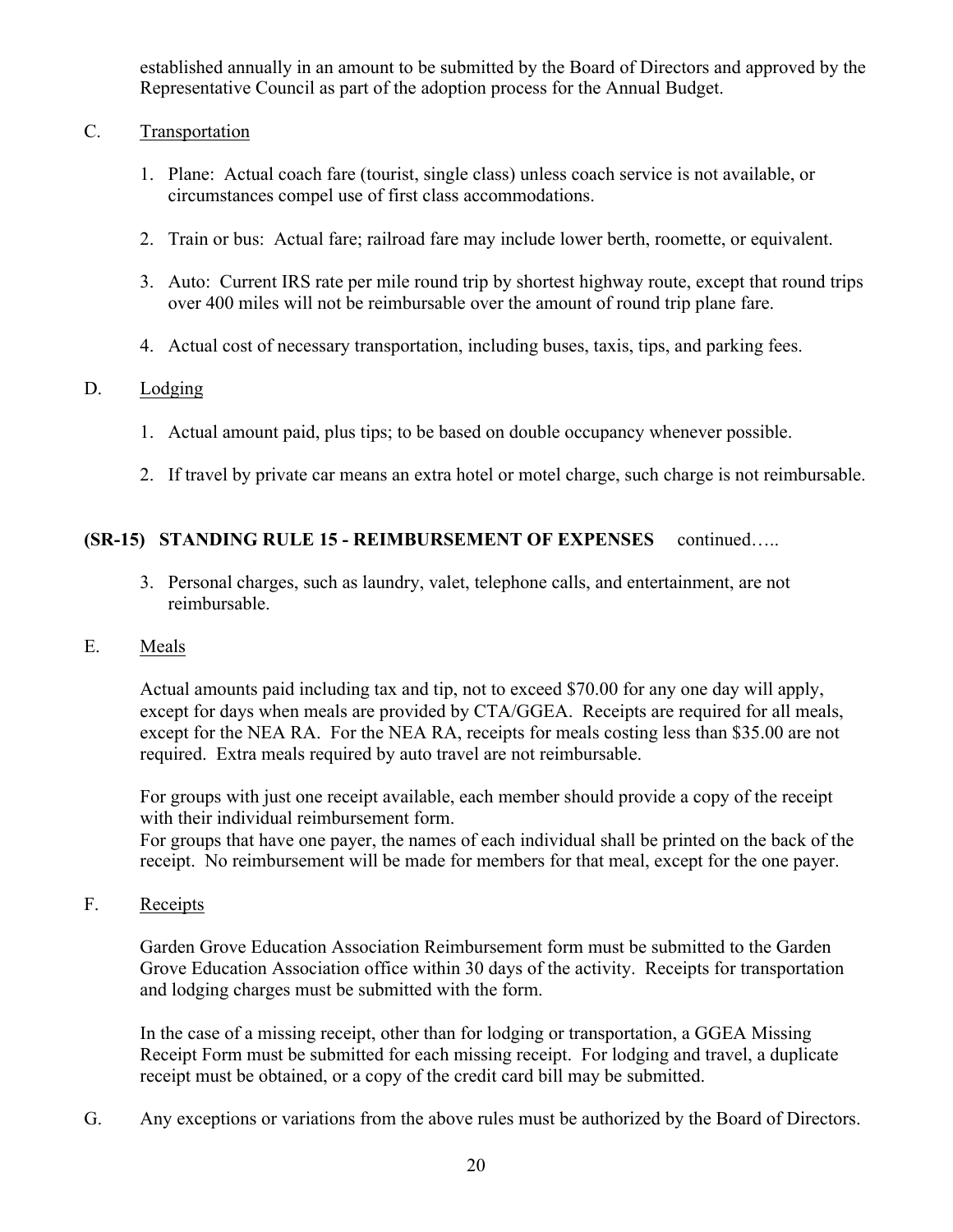established annually in an amount to be submitted by the Board of Directors and approved by the Representative Council as part of the adoption process for the Annual Budget.

C. <u>Transportation</u>

1. Plane: Actual coach fare (tourist, single class) unless coach service is not available, or circumstances compel use of first class accommodations.

2. Train or bus: Actual fare; railroad fare may include lower berth, roomette, or equivalent.

3. Auto: Current IRS rate per mile round trip by shortest highway route, except that round trips over 400 miles will not be reimbursable over the amount of round trip plane fare.

4. Actual cost of necessary transportation, including buses, taxis, tips, and parking fees.

D. <u>Lodging</u>

1. Actual amount paid, plus tips; to be based on double occupancy whenever possible.

2. If travel by private car means an extra hotel or motel charge, such charge is not reimbursable.

**(SR-15) STANDING RULE 15 - REIMBURSEMENT OF EXPENSES** continued…..

3. Personal charges, such as laundry, valet, telephone calls, and entertainment, are not reimbursable.

E. <u>Meals</u>

Actual amounts paid including tax and tip, not to exceed $70.00 for any one day will apply, except for days when meals are provided by CTA/GGEA. Receipts are required for all meals, except for the NEA RA. For the NEA RA, receipts for meals costing less than $35.00 are not required. Extra meals required by auto travel are not reimbursable.

For groups with just one receipt available, each member should provide a copy of the receipt with their individual reimbursement form.
For groups that have one payer, the names of each individual shall be printed on the back of the receipt. No reimbursement will be made for members for that meal, except for the one payer.

F. <u>Receipts</u>

Garden Grove Education Association Reimbursement form must be submitted to the Garden Grove Education Association office within 30 days of the activity. Receipts for transportation and lodging charges must be submitted with the form.

In the case of a missing receipt, other than for lodging or transportation, a GGEA Missing Receipt Form must be submitted for each missing receipt. For lodging and travel, a duplicate receipt must be obtained, or a copy of the credit card bill may be submitted.

G. Any exceptions or variations from the above rules must be authorized by the Board of Directors.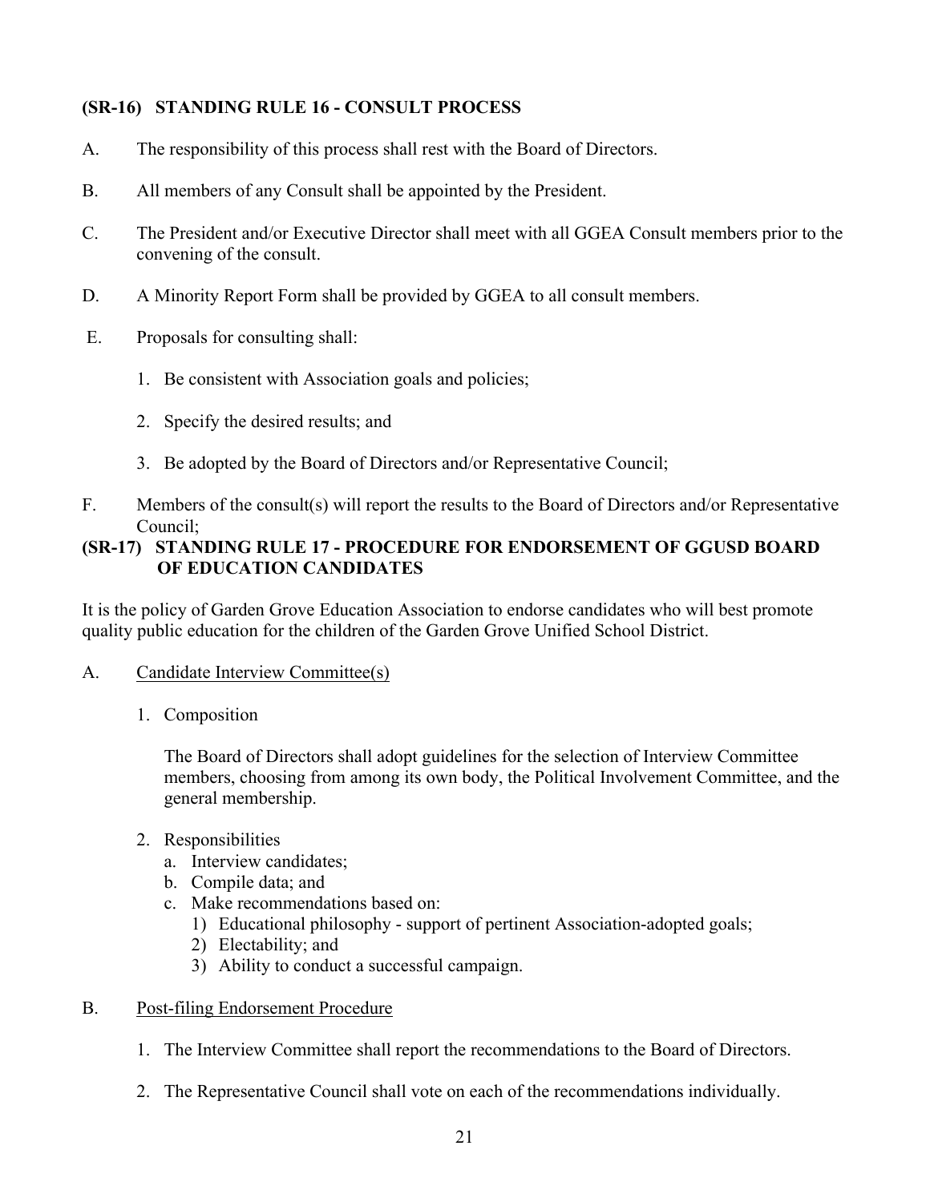### (SR-16) STANDING RULE 16 - CONSULT PROCESS

A. The responsibility of this process shall rest with the Board of Directors.

B. All members of any Consult shall be appointed by the President.

C. The President and/or Executive Director shall meet with all GGEA Consult members prior to the convening of the consult.

D. A Minority Report Form shall be provided by GGEA to all consult members.

E. Proposals for consulting shall:

1. Be consistent with Association goals and policies;
2. Specify the desired results; and
3. Be adopted by the Board of Directors and/or Representative Council;

F. Members of the consult(s) will report the results to the Board of Directors and/or Representative Council;

### (SR-17) STANDING RULE 17 - PROCEDURE FOR ENDORSEMENT OF GGUSD BOARD OF EDUCATION CANDIDATES

It is the policy of Garden Grove Education Association to endorse candidates who will best promote quality public education for the children of the Garden Grove Unified School District.

A. <u>Candidate Interview Committee(s)</u>

1. Composition

   The Board of Directors shall adopt guidelines for the selection of Interview Committee members, choosing from among its own body, the Political Involvement Committee, and the general membership.

2. Responsibilities
   a. Interview candidates;
   b. Compile data; and
   c. Make recommendations based on:
      1) Educational philosophy - support of pertinent Association-adopted goals;
      2) Electability; and
      3) Ability to conduct a successful campaign.

B. <u>Post-filing Endorsement Procedure</u>

1. The Interview Committee shall report the recommendations to the Board of Directors.
2. The Representative Council shall vote on each of the recommendations individually.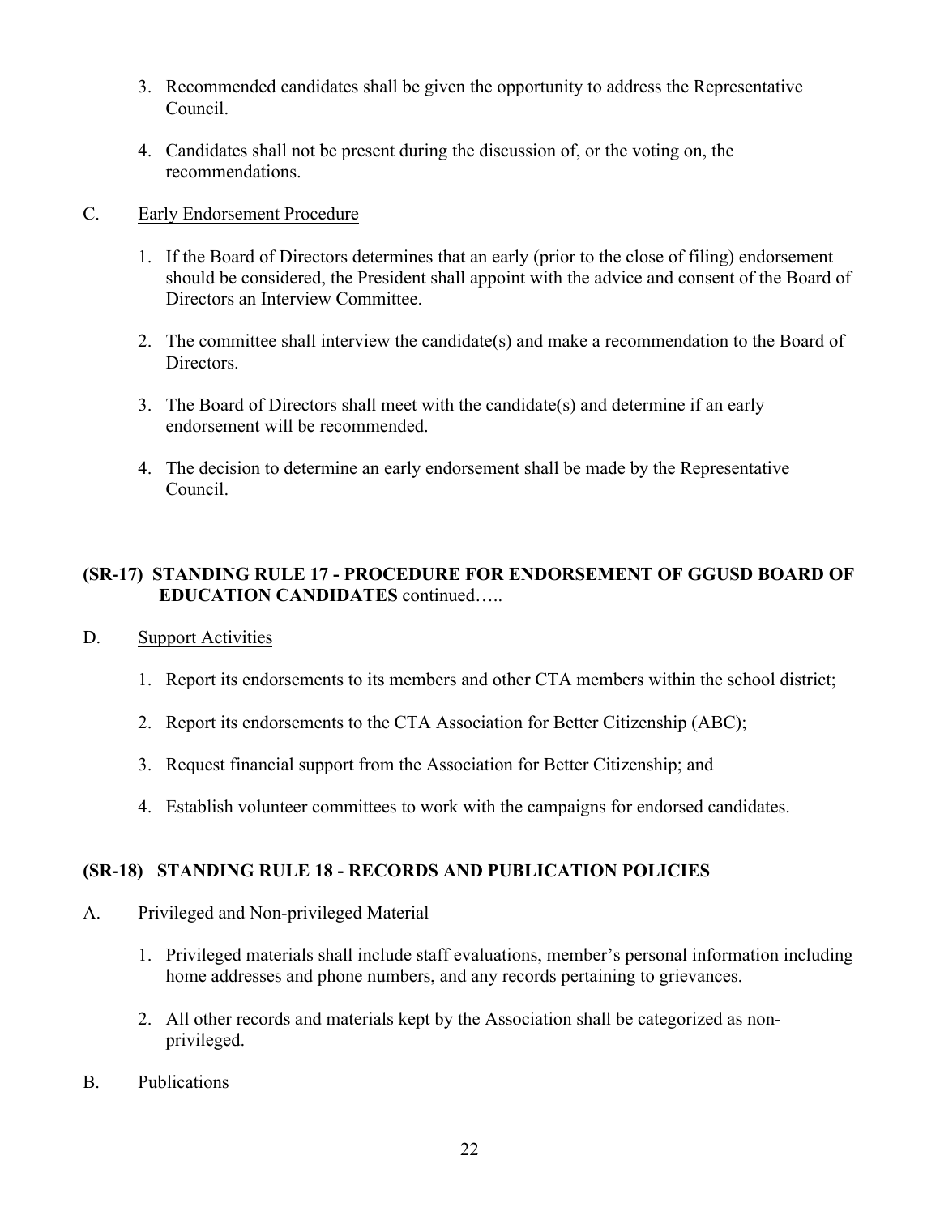3. Recommended candidates shall be given the opportunity to address the Representative Council.

4. Candidates shall not be present during the discussion of, or the voting on, the recommendations.

C. <u>Early Endorsement Procedure</u>

1. If the Board of Directors determines that an early (prior to the close of filing) endorsement should be considered, the President shall appoint with the advice and consent of the Board of Directors an Interview Committee.

2. The committee shall interview the candidate(s) and make a recommendation to the Board of Directors.

3. The Board of Directors shall meet with the candidate(s) and determine if an early endorsement will be recommended.

4. The decision to determine an early endorsement shall be made by the Representative Council.

**(SR-17) STANDING RULE 17 - PROCEDURE FOR ENDORSEMENT OF GGUSD BOARD OF EDUCATION CANDIDATES** continued…..

D. <u>Support Activities</u>

1. Report its endorsements to its members and other CTA members within the school district;

2. Report its endorsements to the CTA Association for Better Citizenship (ABC);

3. Request financial support from the Association for Better Citizenship; and

4. Establish volunteer committees to work with the campaigns for endorsed candidates.

## (SR-18) STANDING RULE 18 - RECORDS AND PUBLICATION POLICIES

A. Privileged and Non-privileged Material

1. Privileged materials shall include staff evaluations, member's personal information including home addresses and phone numbers, and any records pertaining to grievances.

2. All other records and materials kept by the Association shall be categorized as non-privileged.

B. Publications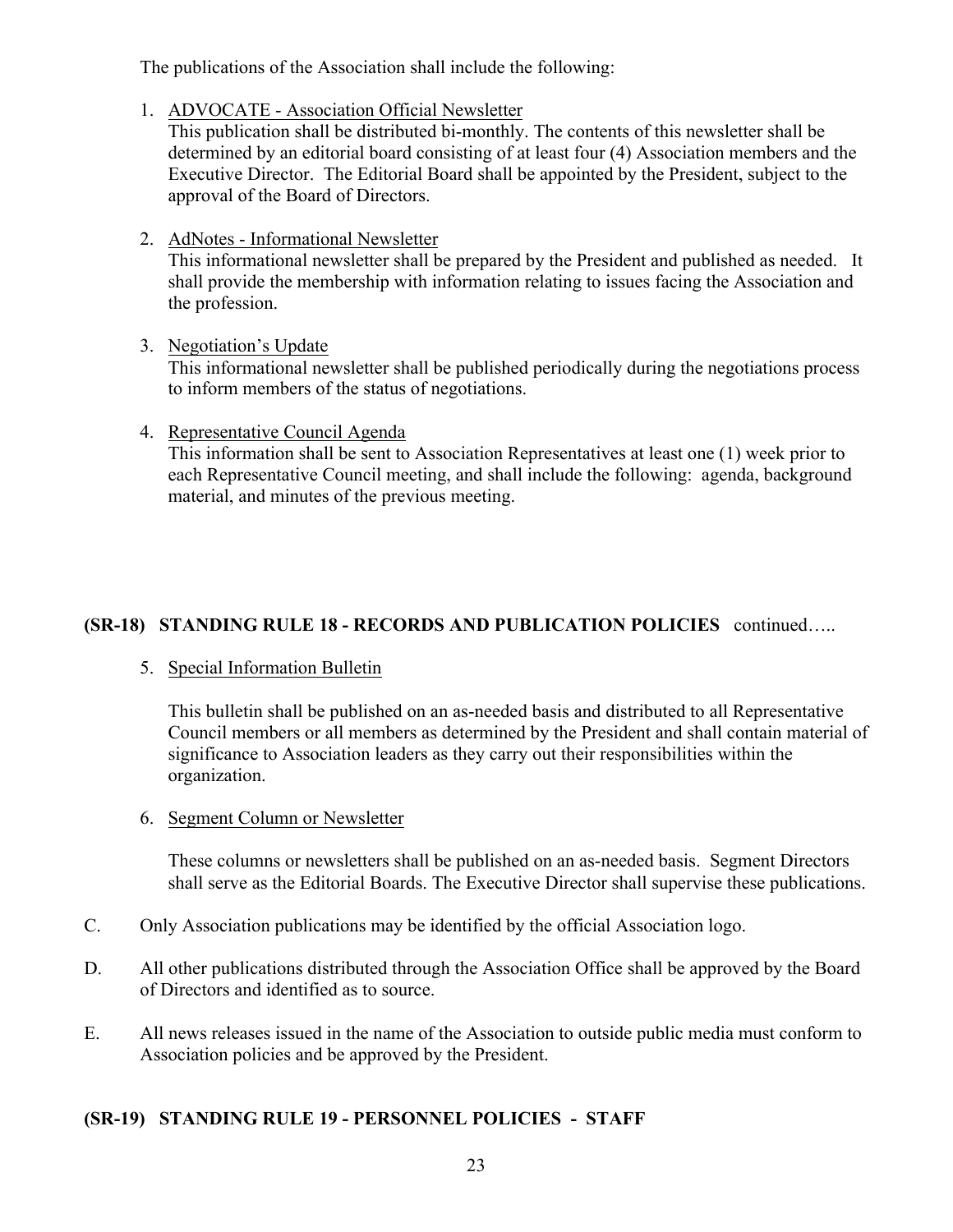The publications of the Association shall include the following:

1. ADVOCATE - Association Official Newsletter

   This publication shall be distributed bi-monthly. The contents of this newsletter shall be determined by an editorial board consisting of at least four (4) Association members and the Executive Director. The Editorial Board shall be appointed by the President, subject to the approval of the Board of Directors.

2. AdNotes - Informational Newsletter

   This informational newsletter shall be prepared by the President and published as needed. It shall provide the membership with information relating to issues facing the Association and the profession.

3. Negotiation's Update

   This informational newsletter shall be published periodically during the negotiations process to inform members of the status of negotiations.

4. Representative Council Agenda

   This information shall be sent to Association Representatives at least one (1) week prior to each Representative Council meeting, and shall include the following: agenda, background material, and minutes of the previous meeting.

## (SR-18) STANDING RULE 18 - RECORDS AND PUBLICATION POLICIES continued…..

5. Special Information Bulletin

   This bulletin shall be published on an as-needed basis and distributed to all Representative Council members or all members as determined by the President and shall contain material of significance to Association leaders as they carry out their responsibilities within the organization.

6. Segment Column or Newsletter

   These columns or newsletters shall be published on an as-needed basis. Segment Directors shall serve as the Editorial Boards. The Executive Director shall supervise these publications.

C. Only Association publications may be identified by the official Association logo.

D. All other publications distributed through the Association Office shall be approved by the Board of Directors and identified as to source.

E. All news releases issued in the name of the Association to outside public media must conform to Association policies and be approved by the President.

## (SR-19) STANDING RULE 19 - PERSONNEL POLICIES - STAFF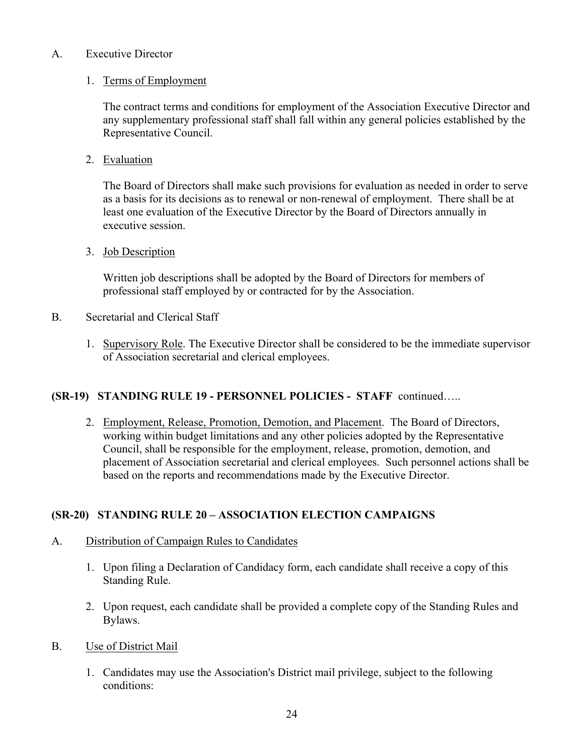A. Executive Director

1. Terms of Employment

   The contract terms and conditions for employment of the Association Executive Director and any supplementary professional staff shall fall within any general policies established by the Representative Council.

2. Evaluation

   The Board of Directors shall make such provisions for evaluation as needed in order to serve as a basis for its decisions as to renewal or non-renewal of employment. There shall be at least one evaluation of the Executive Director by the Board of Directors annually in executive session.

3. Job Description

   Written job descriptions shall be adopted by the Board of Directors for members of professional staff employed by or contracted for by the Association.

B. Secretarial and Clerical Staff

1. Supervisory Role. The Executive Director shall be considered to be the immediate supervisor of Association secretarial and clerical employees.

**(SR-19) STANDING RULE 19 - PERSONNEL POLICIES - STAFF** continued…..

2. Employment, Release, Promotion, Demotion, and Placement. The Board of Directors, working within budget limitations and any other policies adopted by the Representative Council, shall be responsible for the employment, release, promotion, demotion, and placement of Association secretarial and clerical employees. Such personnel actions shall be based on the reports and recommendations made by the Executive Director.

## (SR-20) STANDING RULE 20 – ASSOCIATION ELECTION CAMPAIGNS

A. Distribution of Campaign Rules to Candidates

1. Upon filing a Declaration of Candidacy form, each candidate shall receive a copy of this Standing Rule.
2. Upon request, each candidate shall be provided a complete copy of the Standing Rules and Bylaws.

B. Use of District Mail

1. Candidates may use the Association's District mail privilege, subject to the following conditions: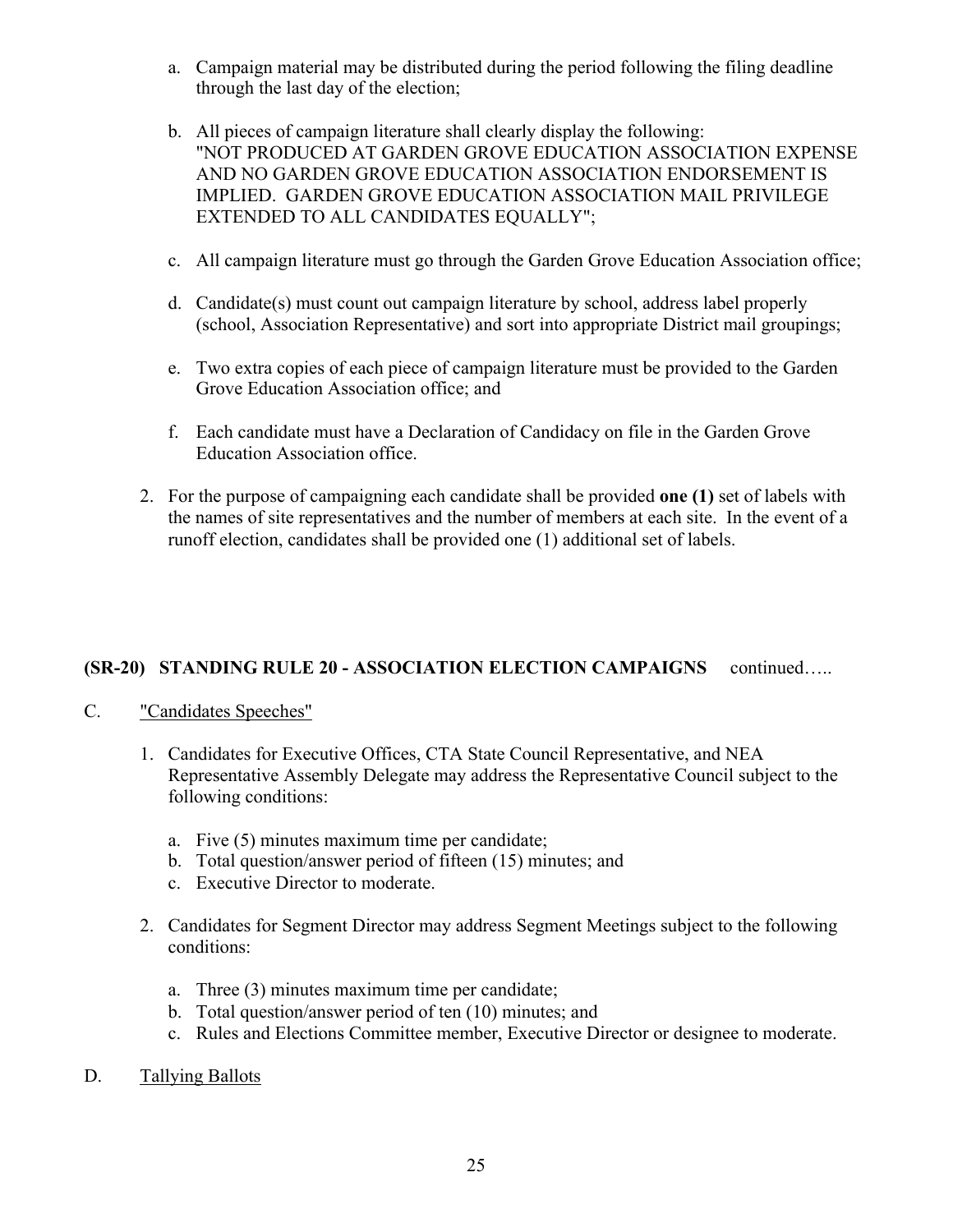a. Campaign material may be distributed during the period following the filing deadline through the last day of the election;

b. All pieces of campaign literature shall clearly display the following: "NOT PRODUCED AT GARDEN GROVE EDUCATION ASSOCIATION EXPENSE AND NO GARDEN GROVE EDUCATION ASSOCIATION ENDORSEMENT IS IMPLIED. GARDEN GROVE EDUCATION ASSOCIATION MAIL PRIVILEGE EXTENDED TO ALL CANDIDATES EQUALLY";

c. All campaign literature must go through the Garden Grove Education Association office;

d. Candidate(s) must count out campaign literature by school, address label properly (school, Association Representative) and sort into appropriate District mail groupings;

e. Two extra copies of each piece of campaign literature must be provided to the Garden Grove Education Association office; and

f. Each candidate must have a Declaration of Candidacy on file in the Garden Grove Education Association office.

2. For the purpose of campaigning each candidate shall be provided **one (1)** set of labels with the names of site representatives and the number of members at each site. In the event of a runoff election, candidates shall be provided one (1) additional set of labels.

**(SR-20) STANDING RULE 20 - ASSOCIATION ELECTION CAMPAIGNS** continued…..

C. "Candidates Speeches"

1. Candidates for Executive Offices, CTA State Council Representative, and NEA Representative Assembly Delegate may address the Representative Council subject to the following conditions:

   a. Five (5) minutes maximum time per candidate;
   b. Total question/answer period of fifteen (15) minutes; and
   c. Executive Director to moderate.

2. Candidates for Segment Director may address Segment Meetings subject to the following conditions:

   a. Three (3) minutes maximum time per candidate;
   b. Total question/answer period of ten (10) minutes; and
   c. Rules and Elections Committee member, Executive Director or designee to moderate.

D. Tallying Ballots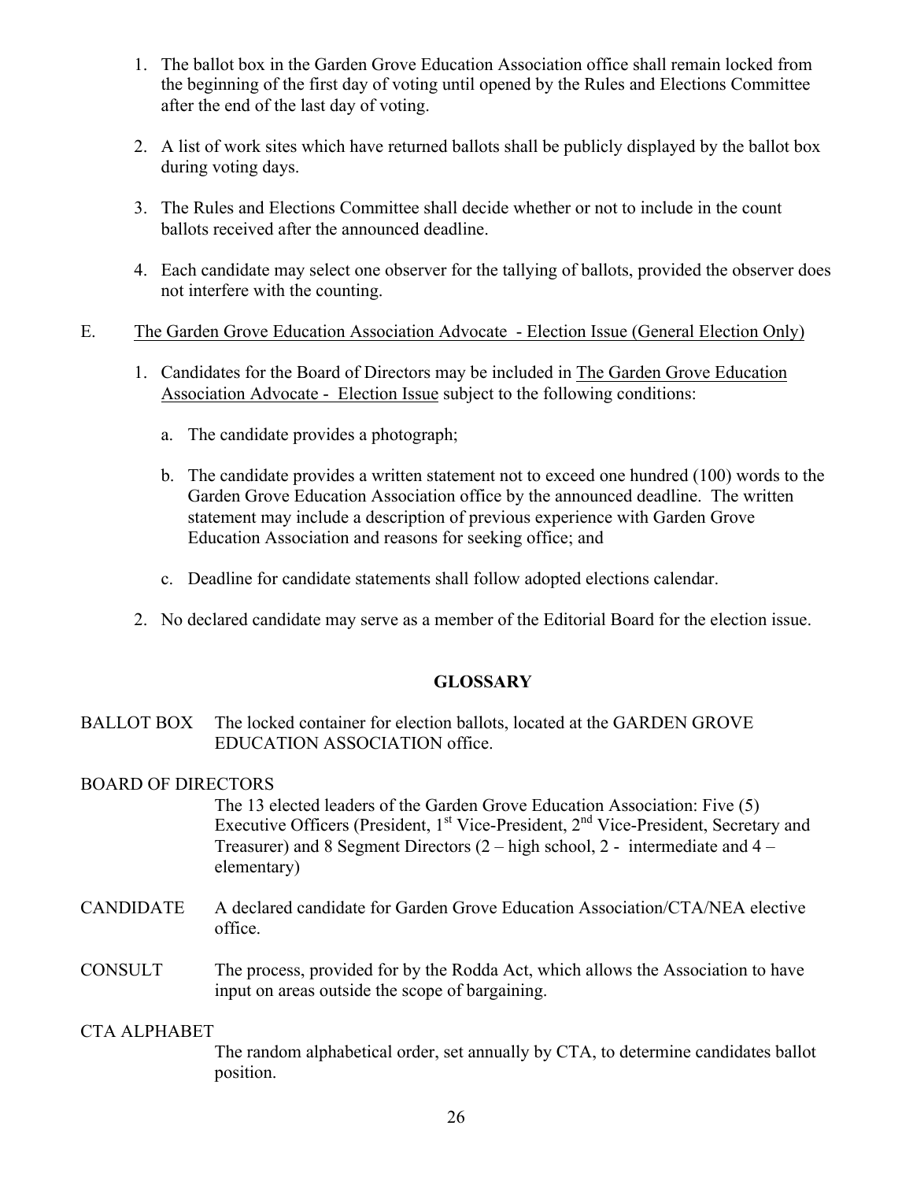1. The ballot box in the Garden Grove Education Association office shall remain locked from the beginning of the first day of voting until opened by the Rules and Elections Committee after the end of the last day of voting.

2. A list of work sites which have returned ballots shall be publicly displayed by the ballot box during voting days.

3. The Rules and Elections Committee shall decide whether or not to include in the count ballots received after the announced deadline.

4. Each candidate may select one observer for the tallying of ballots, provided the observer does not interfere with the counting.

E. <u>The Garden Grove Education Association Advocate - Election Issue (General Election Only)</u>

1. Candidates for the Board of Directors may be included in <u>The Garden Grove Education Association Advocate - Election Issue</u> subject to the following conditions:

   a. The candidate provides a photograph;

   b. The candidate provides a written statement not to exceed one hundred (100) words to the Garden Grove Education Association office by the announced deadline. The written statement may include a description of previous experience with Garden Grove Education Association and reasons for seeking office; and

   c. Deadline for candidate statements shall follow adopted elections calendar.

2. No declared candidate may serve as a member of the Editorial Board for the election issue.

## GLOSSARY

BALLOT BOX — The locked container for election ballots, located at the GARDEN GROVE EDUCATION ASSOCIATION office.

BOARD OF DIRECTORS — The 13 elected leaders of the Garden Grove Education Association: Five (5) Executive Officers (President, 1st Vice-President, 2nd Vice-President, Secretary and Treasurer) and 8 Segment Directors (2 – high school, 2 - intermediate and 4 – elementary)

CANDIDATE — A declared candidate for Garden Grove Education Association/CTA/NEA elective office.

CONSULT — The process, provided for by the Rodda Act, which allows the Association to have input on areas outside the scope of bargaining.

CTA ALPHABET — The random alphabetical order, set annually by CTA, to determine candidates ballot position.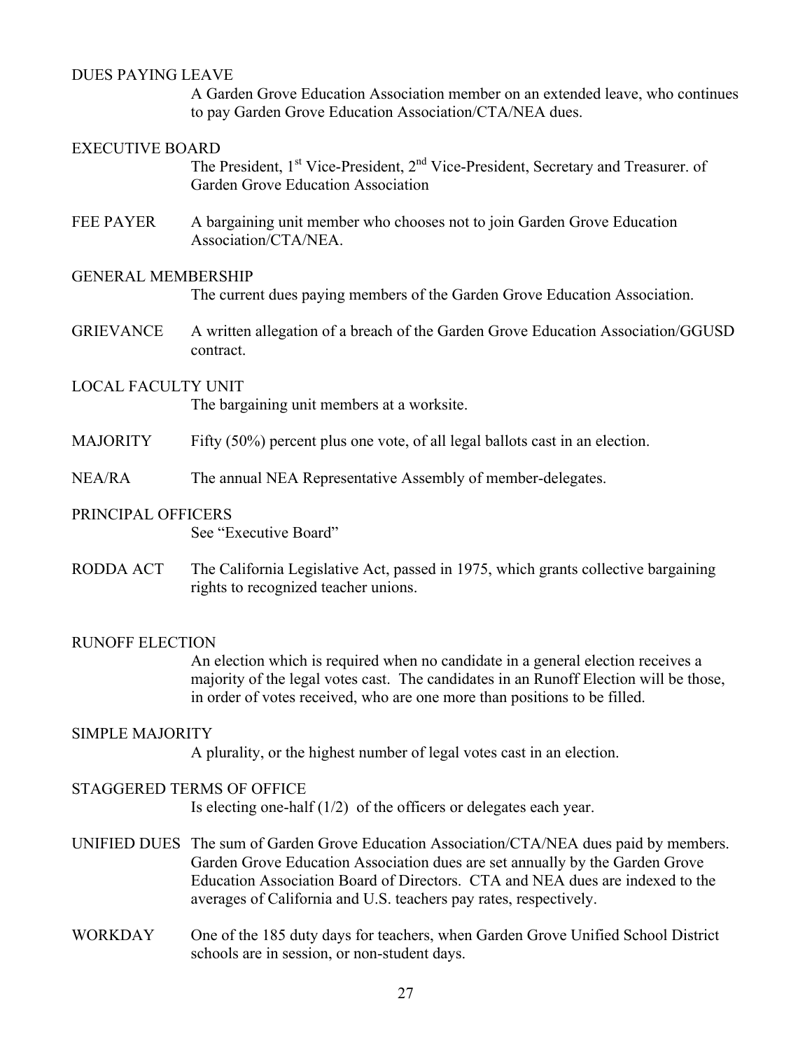DUES PAYING LEAVE

A Garden Grove Education Association member on an extended leave, who continues to pay Garden Grove Education Association/CTA/NEA dues.

EXECUTIVE BOARD

The President, 1st Vice-President, 2nd Vice-President, Secretary and Treasurer. of Garden Grove Education Association

FEE PAYER
A bargaining unit member who chooses not to join Garden Grove Education Association/CTA/NEA.

GENERAL MEMBERSHIP

The current dues paying members of the Garden Grove Education Association.

GRIEVANCE
A written allegation of a breach of the Garden Grove Education Association/GGUSD contract.

LOCAL FACULTY UNIT

The bargaining unit members at a worksite.

MAJORITY
Fifty (50%) percent plus one vote, of all legal ballots cast in an election.

NEA/RA
The annual NEA Representative Assembly of member-delegates.

PRINCIPAL OFFICERS

See "Executive Board"

RODDA ACT
The California Legislative Act, passed in 1975, which grants collective bargaining rights to recognized teacher unions.

RUNOFF ELECTION

An election which is required when no candidate in a general election receives a majority of the legal votes cast. The candidates in an Runoff Election will be those, in order of votes received, who are one more than positions to be filled.

SIMPLE MAJORITY

A plurality, or the highest number of legal votes cast in an election.

STAGGERED TERMS OF OFFICE

Is electing one-half (1/2) of the officers or delegates each year.

UNIFIED DUES
The sum of Garden Grove Education Association/CTA/NEA dues paid by members. Garden Grove Education Association dues are set annually by the Garden Grove Education Association Board of Directors. CTA and NEA dues are indexed to the averages of California and U.S. teachers pay rates, respectively.

WORKDAY
One of the 185 duty days for teachers, when Garden Grove Unified School District schools are in session, or non-student days.